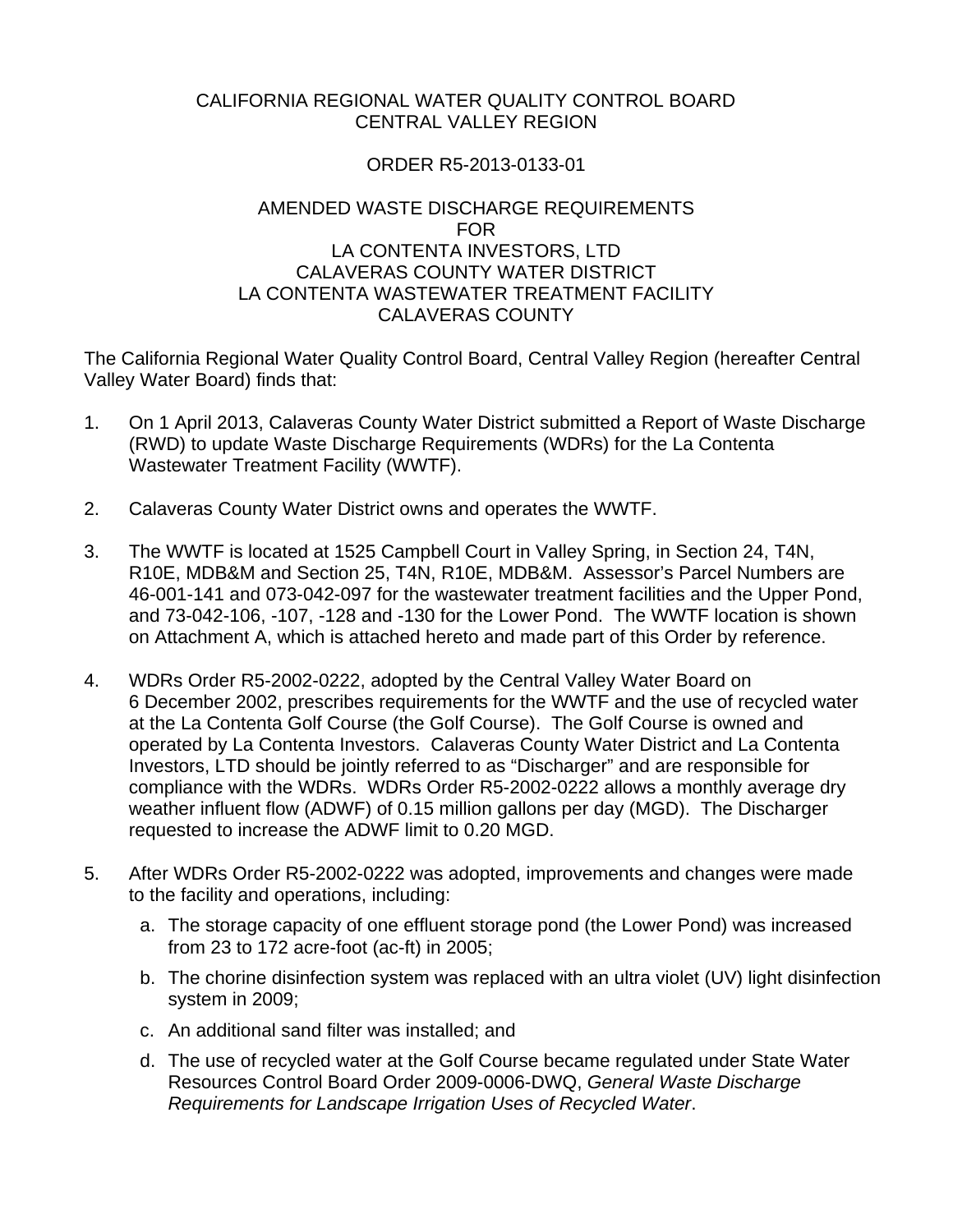CALIFORNIA REGIONAL WATER QUALITY CONTROL BOARD
CENTRAL VALLEY REGION

ORDER R5-2013-0133-01

AMENDED WASTE DISCHARGE REQUIREMENTS
FOR
LA CONTENTA INVESTORS, LTD
CALAVERAS COUNTY WATER DISTRICT
LA CONTENTA WASTEWATER TREATMENT FACILITY
CALAVERAS COUNTY

The California Regional Water Quality Control Board, Central Valley Region (hereafter Central Valley Water Board) finds that:

1. On 1 April 2013, Calaveras County Water District submitted a Report of Waste Discharge (RWD) to update Waste Discharge Requirements (WDRs) for the La Contenta Wastewater Treatment Facility (WWTF).

2. Calaveras County Water District owns and operates the WWTF.

3. The WWTF is located at 1525 Campbell Court in Valley Spring, in Section 24, T4N, R10E, MDB&M and Section 25, T4N, R10E, MDB&M. Assessor's Parcel Numbers are 46-001-141 and 073-042-097 for the wastewater treatment facilities and the Upper Pond, and 73-042-106, -107, -128 and -130 for the Lower Pond. The WWTF location is shown on Attachment A, which is attached hereto and made part of this Order by reference.

4. WDRs Order R5-2002-0222, adopted by the Central Valley Water Board on 6 December 2002, prescribes requirements for the WWTF and the use of recycled water at the La Contenta Golf Course (the Golf Course). The Golf Course is owned and operated by La Contenta Investors. Calaveras County Water District and La Contenta Investors, LTD should be jointly referred to as "Discharger" and are responsible for compliance with the WDRs. WDRs Order R5-2002-0222 allows a monthly average dry weather influent flow (ADWF) of 0.15 million gallons per day (MGD). The Discharger requested to increase the ADWF limit to 0.20 MGD.

5. After WDRs Order R5-2002-0222 was adopted, improvements and changes were made to the facility and operations, including:

   a. The storage capacity of one effluent storage pond (the Lower Pond) was increased from 23 to 172 acre-foot (ac-ft) in 2005;

   b. The chorine disinfection system was replaced with an ultra violet (UV) light disinfection system in 2009;

   c. An additional sand filter was installed; and

   d. The use of recycled water at the Golf Course became regulated under State Water Resources Control Board Order 2009-0006-DWQ, *General Waste Discharge Requirements for Landscape Irrigation Uses of Recycled Water*.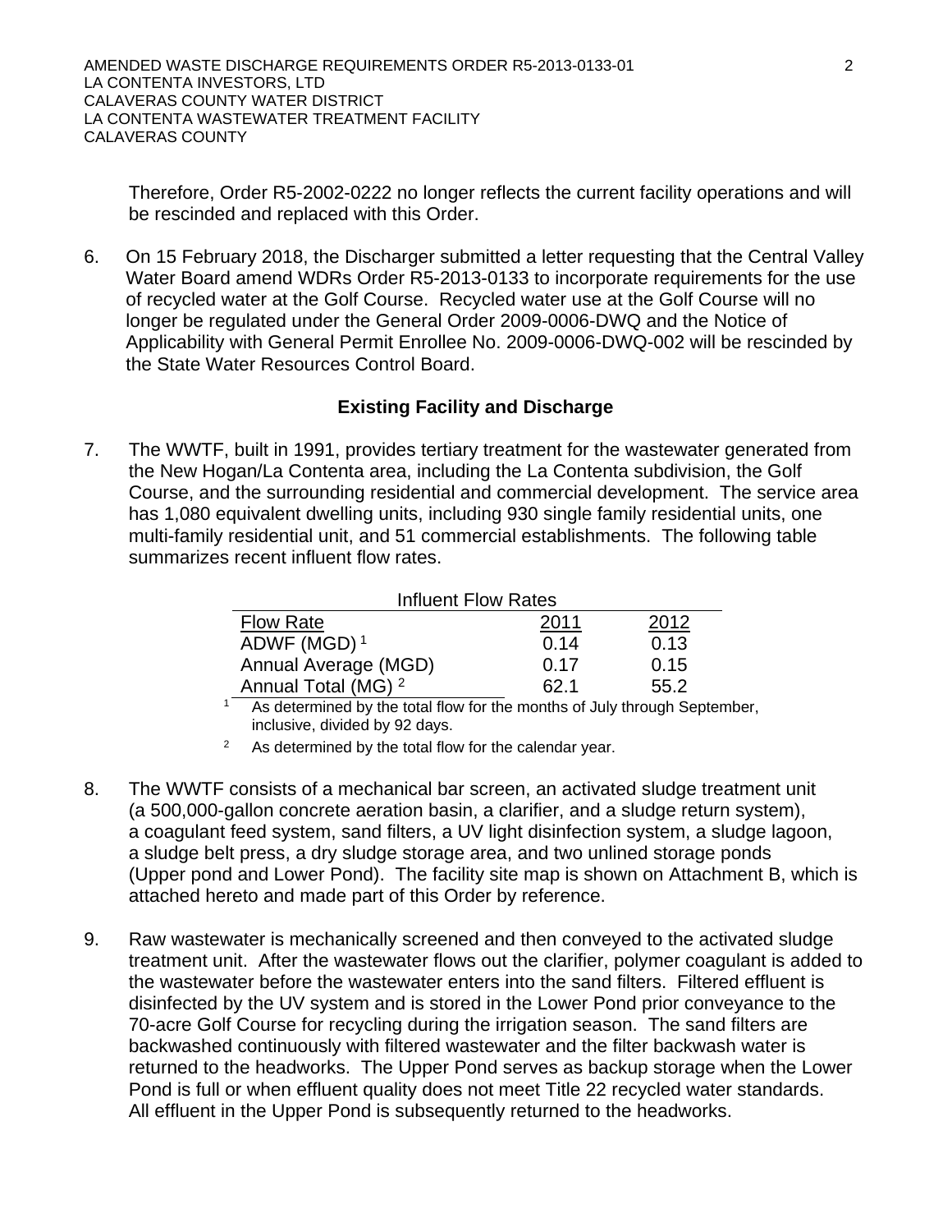Therefore, Order R5-2002-0222 no longer reflects the current facility operations and will be rescinded and replaced with this Order.

6. On 15 February 2018, the Discharger submitted a letter requesting that the Central Valley Water Board amend WDRs Order R5-2013-0133 to incorporate requirements for the use of recycled water at the Golf Course. Recycled water use at the Golf Course will no longer be regulated under the General Order 2009-0006-DWQ and the Notice of Applicability with General Permit Enrollee No. 2009-0006-DWQ-002 will be rescinded by the State Water Resources Control Board.

## Existing Facility and Discharge

7. The WWTF, built in 1991, provides tertiary treatment for the wastewater generated from the New Hogan/La Contenta area, including the La Contenta subdivision, the Golf Course, and the surrounding residential and commercial development. The service area has 1,080 equivalent dwelling units, including 930 single family residential units, one multi-family residential unit, and 51 commercial establishments. The following table summarizes recent influent flow rates.

Influent Flow Rates

| Flow Rate | 2011 | 2012 |
|---|---|---|
| ADWF (MGD) [1] | 0.14 | 0.13 |
| Annual Average (MGD) | 0.17 | 0.15 |
| Annual Total (MG) [2] | 62.1 | 55.2 |

[1] As determined by the total flow for the months of July through September, inclusive, divided by 92 days.

[2] As determined by the total flow for the calendar year.

8. The WWTF consists of a mechanical bar screen, an activated sludge treatment unit (a 500,000-gallon concrete aeration basin, a clarifier, and a sludge return system), a coagulant feed system, sand filters, a UV light disinfection system, a sludge lagoon, a sludge belt press, a dry sludge storage area, and two unlined storage ponds (Upper pond and Lower Pond). The facility site map is shown on Attachment B, which is attached hereto and made part of this Order by reference.

9. Raw wastewater is mechanically screened and then conveyed to the activated sludge treatment unit. After the wastewater flows out the clarifier, polymer coagulant is added to the wastewater before the wastewater enters into the sand filters. Filtered effluent is disinfected by the UV system and is stored in the Lower Pond prior conveyance to the 70-acre Golf Course for recycling during the irrigation season. The sand filters are backwashed continuously with filtered wastewater and the filter backwash water is returned to the headworks. The Upper Pond serves as backup storage when the Lower Pond is full or when effluent quality does not meet Title 22 recycled water standards. All effluent in the Upper Pond is subsequently returned to the headworks.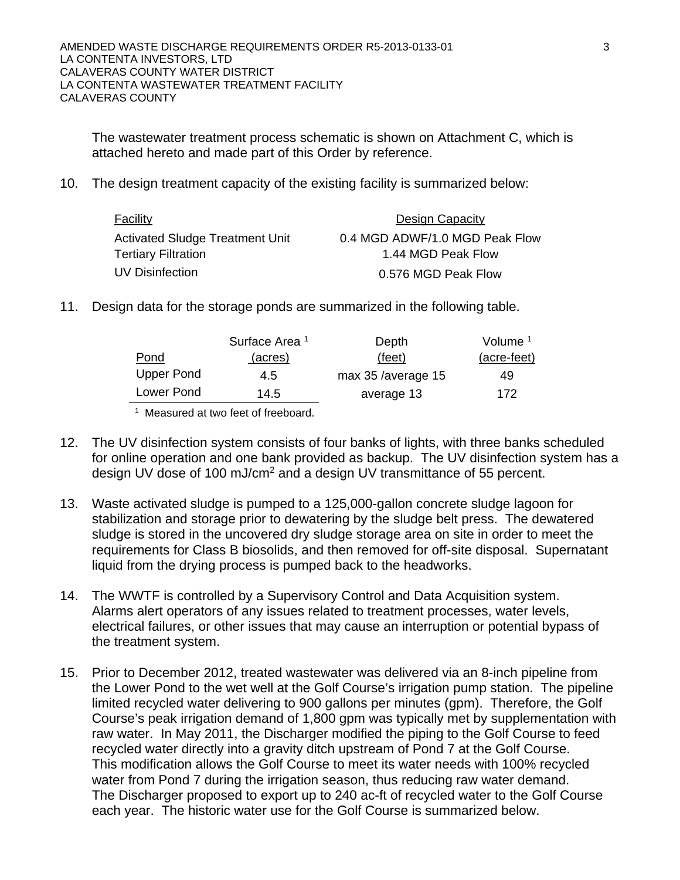The wastewater treatment process schematic is shown on Attachment C, which is attached hereto and made part of this Order by reference.

10. The design treatment capacity of the existing facility is summarized below:

| Facility | Design Capacity |
|---|---|
| Activated Sludge Treatment Unit | 0.4 MGD ADWF/1.0 MGD Peak Flow |
| Tertiary Filtration | 1.44 MGD Peak Flow |
| UV Disinfection | 0.576 MGD Peak Flow |

11. Design data for the storage ponds are summarized in the following table.

| Pond | Surface Area [1] (acres) | Depth (feet) | Volume [1] (acre-feet) |
|---|---|---|---|
| Upper Pond | 4.5 | max 35 /average 15 | 49 |
| Lower Pond | 14.5 | average 13 | 172 |

[1] Measured at two feet of freeboard.

12. The UV disinfection system consists of four banks of lights, with three banks scheduled for online operation and one bank provided as backup. The UV disinfection system has a design UV dose of 100 mJ/cm$^2$ and a design UV transmittance of 55 percent.

13. Waste activated sludge is pumped to a 125,000-gallon concrete sludge lagoon for stabilization and storage prior to dewatering by the sludge belt press. The dewatered sludge is stored in the uncovered dry sludge storage area on site in order to meet the requirements for Class B biosolids, and then removed for off-site disposal. Supernatant liquid from the drying process is pumped back to the headworks.

14. The WWTF is controlled by a Supervisory Control and Data Acquisition system. Alarms alert operators of any issues related to treatment processes, water levels, electrical failures, or other issues that may cause an interruption or potential bypass of the treatment system.

15. Prior to December 2012, treated wastewater was delivered via an 8-inch pipeline from the Lower Pond to the wet well at the Golf Course's irrigation pump station. The pipeline limited recycled water delivering to 900 gallons per minutes (gpm). Therefore, the Golf Course's peak irrigation demand of 1,800 gpm was typically met by supplementation with raw water. In May 2011, the Discharger modified the piping to the Golf Course to feed recycled water directly into a gravity ditch upstream of Pond 7 at the Golf Course. This modification allows the Golf Course to meet its water needs with 100% recycled water from Pond 7 during the irrigation season, thus reducing raw water demand. The Discharger proposed to export up to 240 ac-ft of recycled water to the Golf Course each year. The historic water use for the Golf Course is summarized below.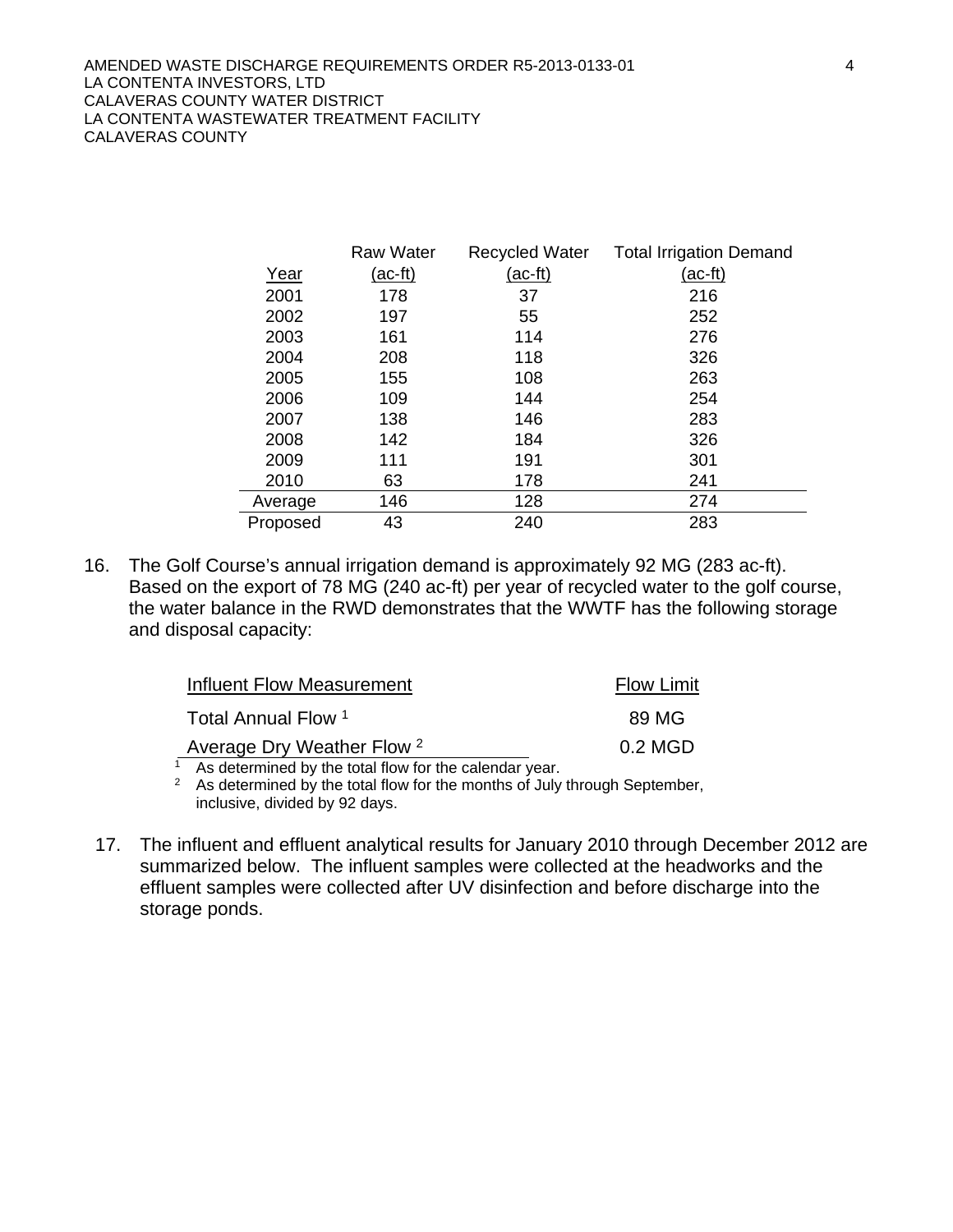| Year | Raw Water (ac-ft) | Recycled Water (ac-ft) | Total Irrigation Demand (ac-ft) |
|---|---|---|---|
| 2001 | 178 | 37 | 216 |
| 2002 | 197 | 55 | 252 |
| 2003 | 161 | 114 | 276 |
| 2004 | 208 | 118 | 326 |
| 2005 | 155 | 108 | 263 |
| 2006 | 109 | 144 | 254 |
| 2007 | 138 | 146 | 283 |
| 2008 | 142 | 184 | 326 |
| 2009 | 111 | 191 | 301 |
| 2010 | 63 | 178 | 241 |
| Average | 146 | 128 | 274 |
| Proposed | 43 | 240 | 283 |

16. The Golf Course's annual irrigation demand is approximately 92 MG (283 ac-ft). Based on the export of 78 MG (240 ac-ft) per year of recycled water to the golf course, the water balance in the RWD demonstrates that the WWTF has the following storage and disposal capacity:

| Influent Flow Measurement | Flow Limit |
|---|---|
| Total Annual Flow [1] | 89 MG |
| Average Dry Weather Flow [2] | 0.2 MGD |

[1] As determined by the total flow for the calendar year.

[2] As determined by the total flow for the months of July through September, inclusive, divided by 92 days.

17. The influent and effluent analytical results for January 2010 through December 2012 are summarized below. The influent samples were collected at the headworks and the effluent samples were collected after UV disinfection and before discharge into the storage ponds.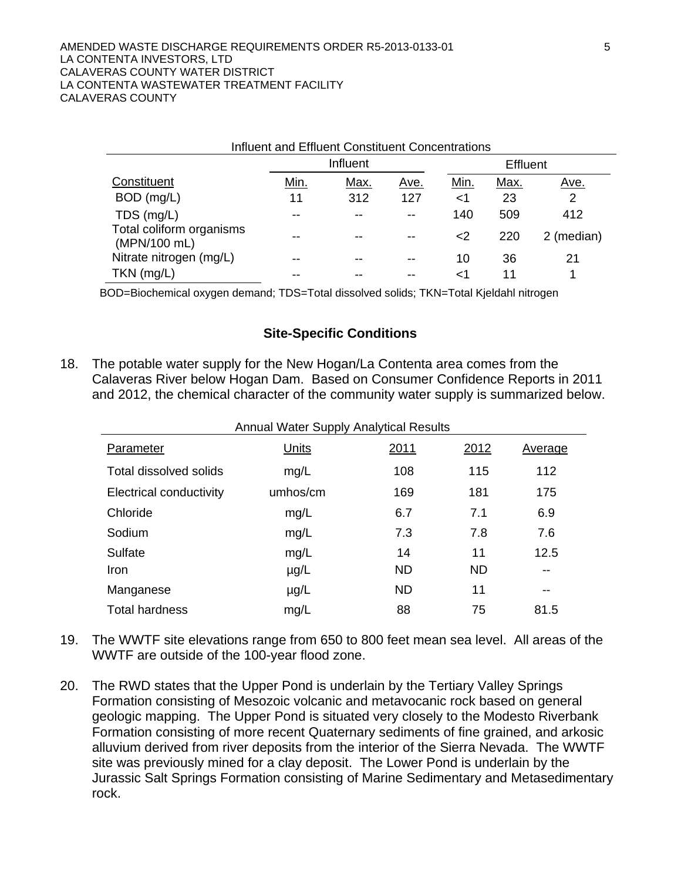Influent and Effluent Constituent Concentrations

| | Influent | | | Effluent | | |
|---|---|---|---|---|---|---|
| Constituent | Min. | Max. | Ave. | Min. | Max. | Ave. |
| BOD (mg/L) | 11 | 312 | 127 | <1 | 23 | 2 |
| TDS (mg/L) | -- | -- | -- | 140 | 509 | 412 |
| Total coliform organisms (MPN/100 mL) | -- | -- | -- | <2 | 220 | 2 (median) |
| Nitrate nitrogen (mg/L) | -- | -- | -- | 10 | 36 | 21 |
| TKN (mg/L) | -- | -- | -- | <1 | 11 | 1 |

BOD=Biochemical oxygen demand; TDS=Total dissolved solids; TKN=Total Kjeldahl nitrogen

## Site-Specific Conditions

18. The potable water supply for the New Hogan/La Contenta area comes from the Calaveras River below Hogan Dam. Based on Consumer Confidence Reports in 2011 and 2012, the chemical character of the community water supply is summarized below.

Annual Water Supply Analytical Results

| Parameter | Units | 2011 | 2012 | Average |
|---|---|---|---|---|
| Total dissolved solids | mg/L | 108 | 115 | 112 |
| Electrical conductivity | umhos/cm | 169 | 181 | 175 |
| Chloride | mg/L | 6.7 | 7.1 | 6.9 |
| Sodium | mg/L | 7.3 | 7.8 | 7.6 |
| Sulfate | mg/L | 14 | 11 | 12.5 |
| Iron | µg/L | ND | ND | -- |
| Manganese | µg/L | ND | 11 | -- |
| Total hardness | mg/L | 88 | 75 | 81.5 |

19. The WWTF site elevations range from 650 to 800 feet mean sea level. All areas of the WWTF are outside of the 100-year flood zone.

20. The RWD states that the Upper Pond is underlain by the Tertiary Valley Springs Formation consisting of Mesozoic volcanic and metavocanic rock based on general geologic mapping. The Upper Pond is situated very closely to the Modesto Riverbank Formation consisting of more recent Quaternary sediments of fine grained, and arkosic alluvium derived from river deposits from the interior of the Sierra Nevada. The WWTF site was previously mined for a clay deposit. The Lower Pond is underlain by the Jurassic Salt Springs Formation consisting of Marine Sedimentary and Metasedimentary rock.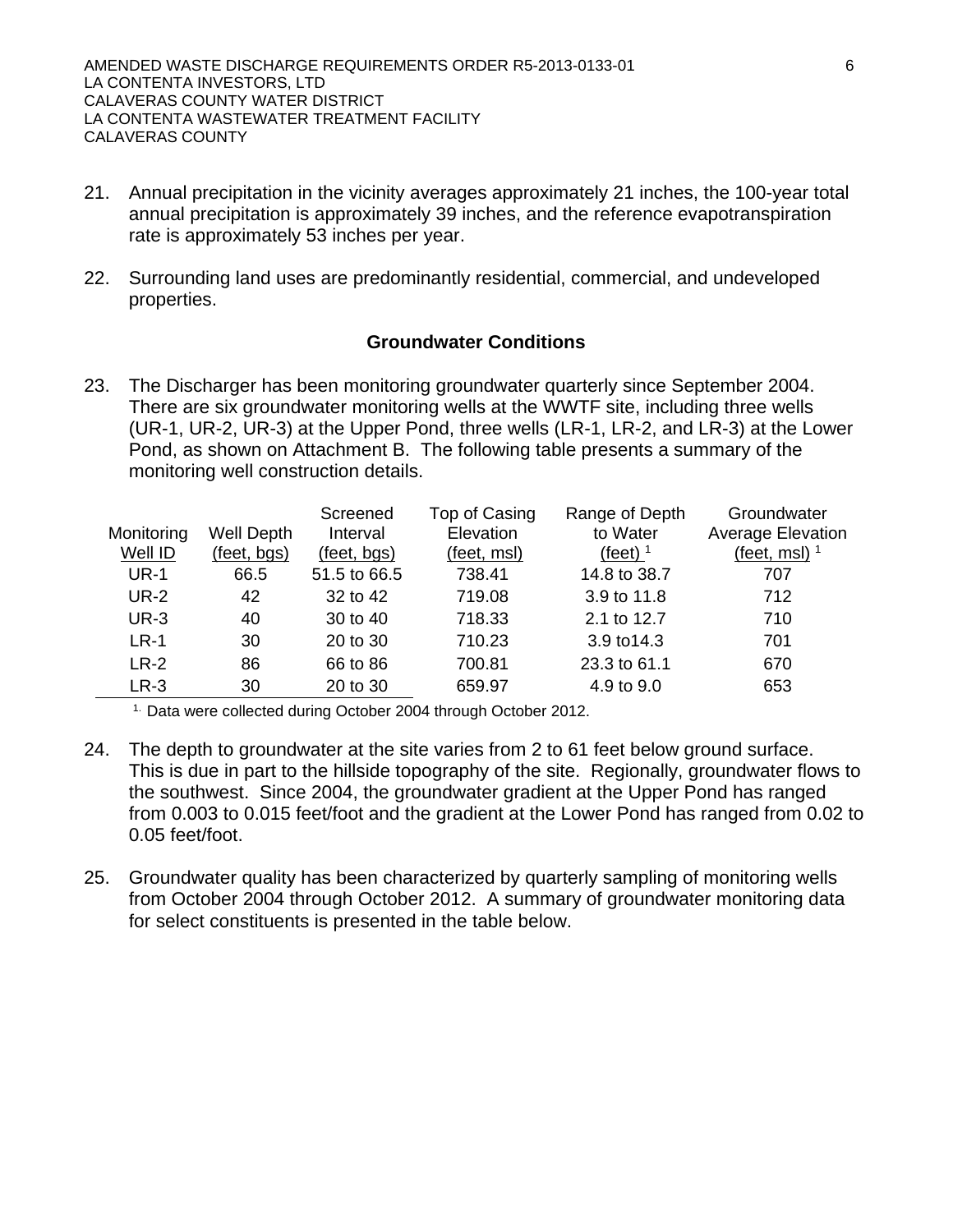21. Annual precipitation in the vicinity averages approximately 21 inches, the 100-year total annual precipitation is approximately 39 inches, and the reference evapotranspiration rate is approximately 53 inches per year.

22. Surrounding land uses are predominantly residential, commercial, and undeveloped properties.

### Groundwater Conditions

23. The Discharger has been monitoring groundwater quarterly since September 2004. There are six groundwater monitoring wells at the WWTF site, including three wells (UR-1, UR-2, UR-3) at the Upper Pond, three wells (LR-1, LR-2, and LR-3) at the Lower Pond, as shown on Attachment B. The following table presents a summary of the monitoring well construction details.

| Monitoring Well ID | Well Depth (feet, bgs) | Screened Interval (feet, bgs) | Top of Casing Elevation (feet, msl) | Range of Depth to Water (feet) [1] | Groundwater Average Elevation (feet, msl) [1] |
|---|---|---|---|---|---|
| UR-1 | 66.5 | 51.5 to 66.5 | 738.41 | 14.8 to 38.7 | 707 |
| UR-2 | 42 | 32 to 42 | 719.08 | 3.9 to 11.8 | 712 |
| UR-3 | 40 | 30 to 40 | 718.33 | 2.1 to 12.7 | 710 |
| LR-1 | 30 | 20 to 30 | 710.23 | 3.9 to14.3 | 701 |
| LR-2 | 86 | 66 to 86 | 700.81 | 23.3 to 61.1 | 670 |
| LR-3 | 30 | 20 to 30 | 659.97 | 4.9 to 9.0 | 653 |

[1] Data were collected during October 2004 through October 2012.

24. The depth to groundwater at the site varies from 2 to 61 feet below ground surface. This is due in part to the hillside topography of the site. Regionally, groundwater flows to the southwest. Since 2004, the groundwater gradient at the Upper Pond has ranged from 0.003 to 0.015 feet/foot and the gradient at the Lower Pond has ranged from 0.02 to 0.05 feet/foot.

25. Groundwater quality has been characterized by quarterly sampling of monitoring wells from October 2004 through October 2012. A summary of groundwater monitoring data for select constituents is presented in the table below.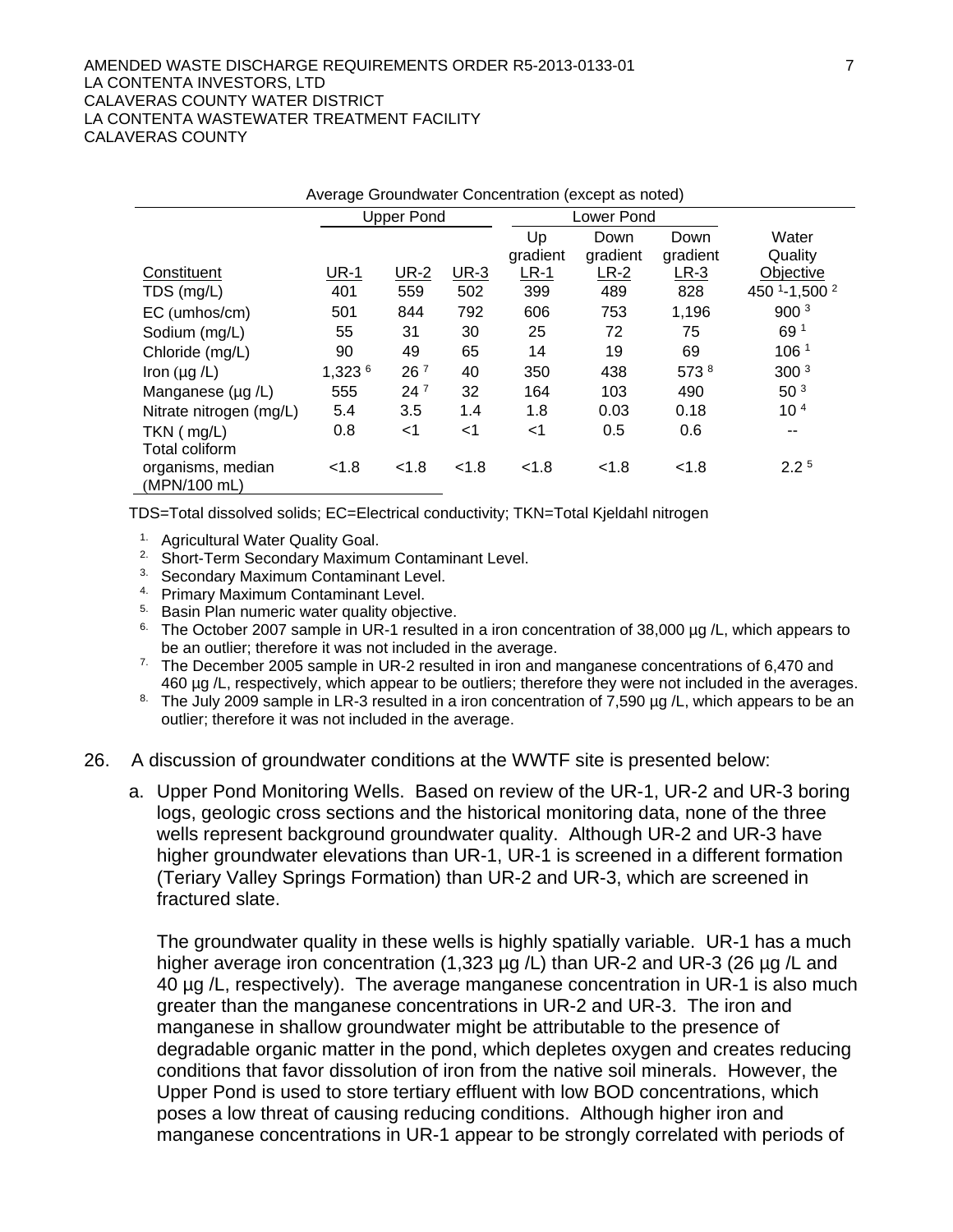Average Groundwater Concentration (except as noted)

| | Upper Pond | | | Lower Pond | | | |
|---|---|---|---|---|---|---|---|
| Constituent | UR-1 | UR-2 | UR-3 | Up gradient LR-1 | Down gradient LR-2 | Down gradient LR-3 | Water Quality Objective |
| TDS (mg/L) | 401 | 559 | 502 | 399 | 489 | 828 | 450 [1]-1,500 [2] |
| EC (umhos/cm) | 501 | 844 | 792 | 606 | 753 | 1,196 | 900 [3] |
| Sodium (mg/L) | 55 | 31 | 30 | 25 | 72 | 75 | 69 [1] |
| Chloride (mg/L) | 90 | 49 | 65 | 14 | 19 | 69 | 106 [1] |
| Iron (µg /L) | 1,323 [6] | 26 [7] | 40 | 350 | 438 | 573 [8] | 300 [3] |
| Manganese (µg /L) | 555 | 24 [7] | 32 | 164 | 103 | 490 | 50 [3] |
| Nitrate nitrogen (mg/L) | 5.4 | 3.5 | 1.4 | 1.8 | 0.03 | 0.18 | 10 [4] |
| TKN ( mg/L) | 0.8 | <1 | <1 | <1 | 0.5 | 0.6 | -- |
| Total coliform organisms, median (MPN/100 mL) | <1.8 | <1.8 | <1.8 | <1.8 | <1.8 | <1.8 | 2.2 [5] |

TDS=Total dissolved solids; EC=Electrical conductivity; TKN=Total Kjeldahl nitrogen

1. Agricultural Water Quality Goal.
2. Short-Term Secondary Maximum Contaminant Level.
3. Secondary Maximum Contaminant Level.
4. Primary Maximum Contaminant Level.
5. Basin Plan numeric water quality objective.
6. The October 2007 sample in UR-1 resulted in a iron concentration of 38,000 µg /L, which appears to be an outlier; therefore it was not included in the average.
7. The December 2005 sample in UR-2 resulted in iron and manganese concentrations of 6,470 and 460 µg /L, respectively, which appear to be outliers; therefore they were not included in the averages.
8. The July 2009 sample in LR-3 resulted in a iron concentration of 7,590 µg /L, which appears to be an outlier; therefore it was not included in the average.

26. A discussion of groundwater conditions at the WWTF site is presented below:

    a. Upper Pond Monitoring Wells. Based on review of the UR-1, UR-2 and UR-3 boring logs, geologic cross sections and the historical monitoring data, none of the three wells represent background groundwater quality. Although UR-2 and UR-3 have higher groundwater elevations than UR-1, UR-1 is screened in a different formation (Teriary Valley Springs Formation) than UR-2 and UR-3, which are screened in fractured slate.

       The groundwater quality in these wells is highly spatially variable. UR-1 has a much higher average iron concentration (1,323 µg /L) than UR-2 and UR-3 (26 µg /L and 40 µg /L, respectively). The average manganese concentration in UR-1 is also much greater than the manganese concentrations in UR-2 and UR-3. The iron and manganese in shallow groundwater might be attributable to the presence of degradable organic matter in the pond, which depletes oxygen and creates reducing conditions that favor dissolution of iron from the native soil minerals. However, the Upper Pond is used to store tertiary effluent with low BOD concentrations, which poses a low threat of causing reducing conditions. Although higher iron and manganese concentrations in UR-1 appear to be strongly correlated with periods of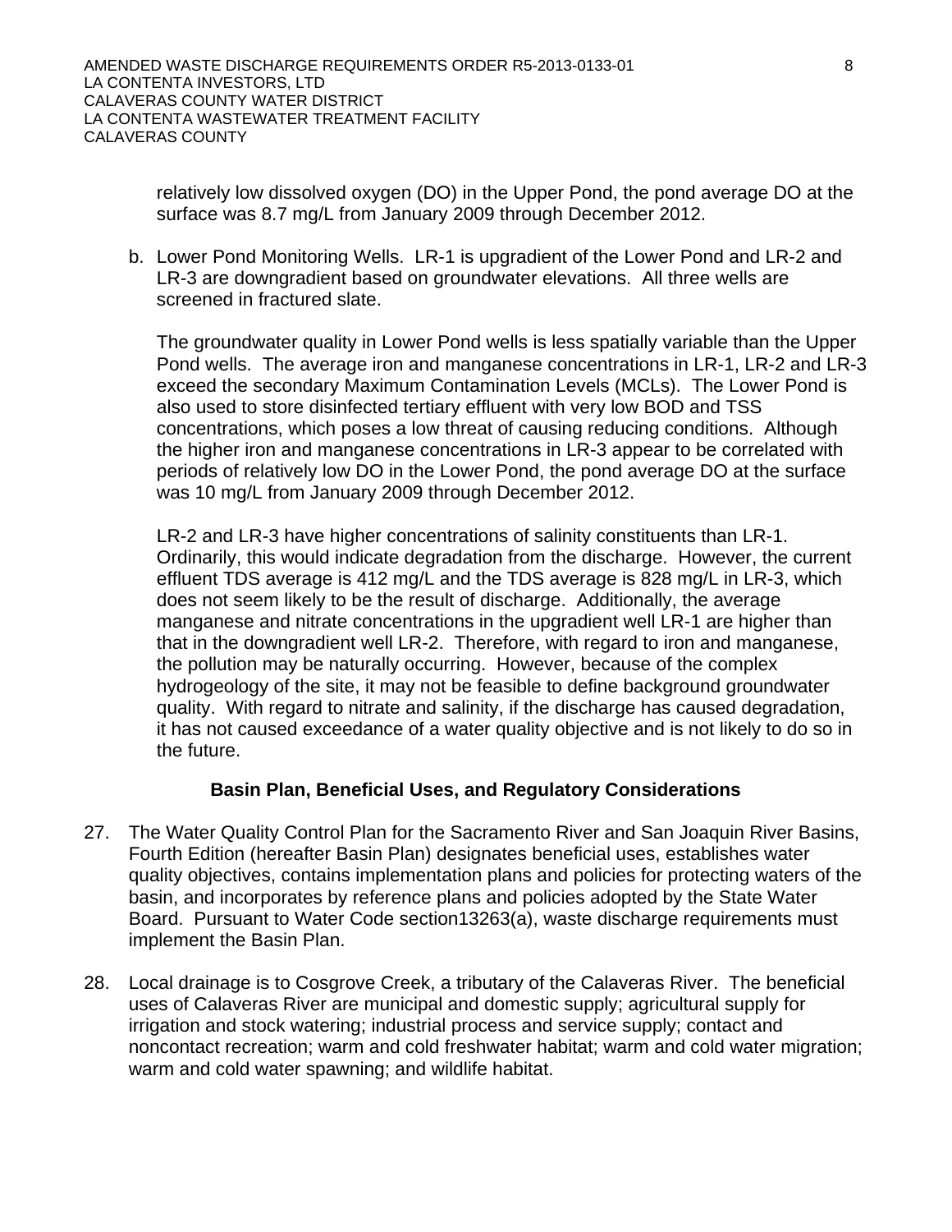relatively low dissolved oxygen (DO) in the Upper Pond, the pond average DO at the surface was 8.7 mg/L from January 2009 through December 2012.

b. Lower Pond Monitoring Wells. LR-1 is upgradient of the Lower Pond and LR-2 and LR-3 are downgradient based on groundwater elevations. All three wells are screened in fractured slate.

   The groundwater quality in Lower Pond wells is less spatially variable than the Upper Pond wells. The average iron and manganese concentrations in LR-1, LR-2 and LR-3 exceed the secondary Maximum Contamination Levels (MCLs). The Lower Pond is also used to store disinfected tertiary effluent with very low BOD and TSS concentrations, which poses a low threat of causing reducing conditions. Although the higher iron and manganese concentrations in LR-3 appear to be correlated with periods of relatively low DO in the Lower Pond, the pond average DO at the surface was 10 mg/L from January 2009 through December 2012.

   LR-2 and LR-3 have higher concentrations of salinity constituents than LR-1. Ordinarily, this would indicate degradation from the discharge. However, the current effluent TDS average is 412 mg/L and the TDS average is 828 mg/L in LR-3, which does not seem likely to be the result of discharge. Additionally, the average manganese and nitrate concentrations in the upgradient well LR-1 are higher than that in the downgradient well LR-2. Therefore, with regard to iron and manganese, the pollution may be naturally occurring. However, because of the complex hydrogeology of the site, it may not be feasible to define background groundwater quality. With regard to nitrate and salinity, if the discharge has caused degradation, it has not caused exceedance of a water quality objective and is not likely to do so in the future.

### Basin Plan, Beneficial Uses, and Regulatory Considerations

27. The Water Quality Control Plan for the Sacramento River and San Joaquin River Basins, Fourth Edition (hereafter Basin Plan) designates beneficial uses, establishes water quality objectives, contains implementation plans and policies for protecting waters of the basin, and incorporates by reference plans and policies adopted by the State Water Board. Pursuant to Water Code section13263(a), waste discharge requirements must implement the Basin Plan.

28. Local drainage is to Cosgrove Creek, a tributary of the Calaveras River. The beneficial uses of Calaveras River are municipal and domestic supply; agricultural supply for irrigation and stock watering; industrial process and service supply; contact and noncontact recreation; warm and cold freshwater habitat; warm and cold water migration; warm and cold water spawning; and wildlife habitat.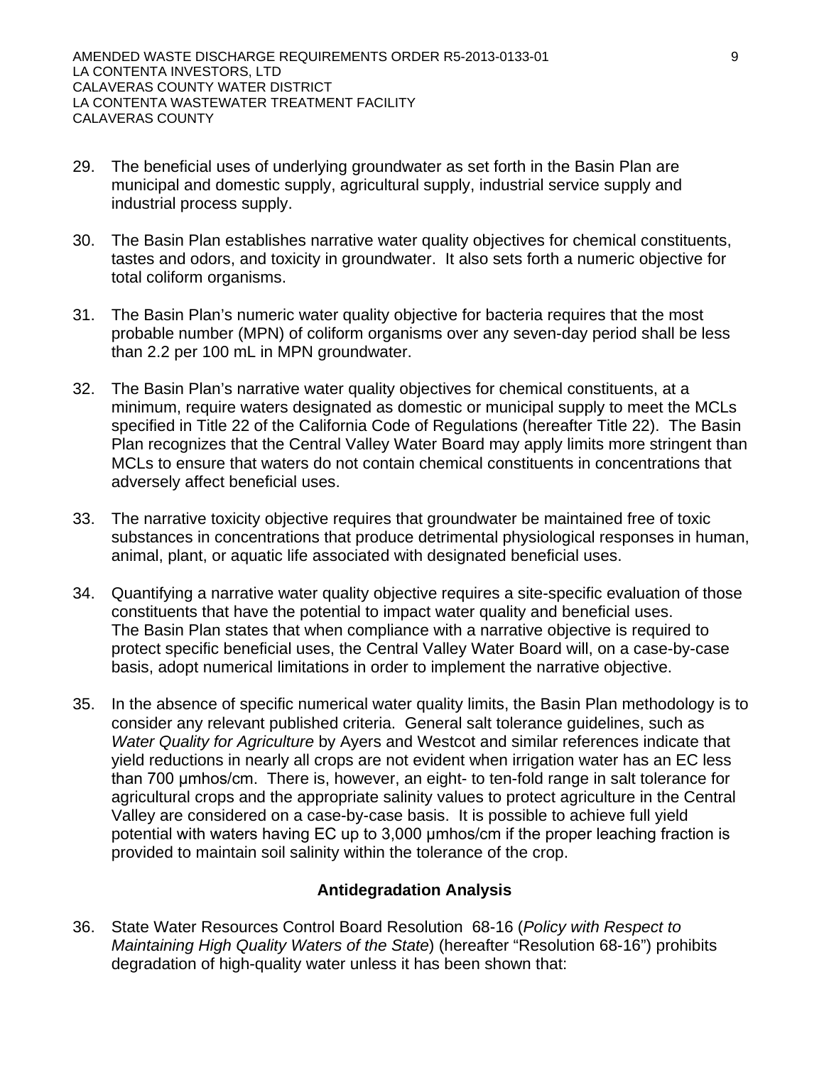29. The beneficial uses of underlying groundwater as set forth in the Basin Plan are municipal and domestic supply, agricultural supply, industrial service supply and industrial process supply.

30. The Basin Plan establishes narrative water quality objectives for chemical constituents, tastes and odors, and toxicity in groundwater. It also sets forth a numeric objective for total coliform organisms.

31. The Basin Plan's numeric water quality objective for bacteria requires that the most probable number (MPN) of coliform organisms over any seven-day period shall be less than 2.2 per 100 mL in MPN groundwater.

32. The Basin Plan's narrative water quality objectives for chemical constituents, at a minimum, require waters designated as domestic or municipal supply to meet the MCLs specified in Title 22 of the California Code of Regulations (hereafter Title 22). The Basin Plan recognizes that the Central Valley Water Board may apply limits more stringent than MCLs to ensure that waters do not contain chemical constituents in concentrations that adversely affect beneficial uses.

33. The narrative toxicity objective requires that groundwater be maintained free of toxic substances in concentrations that produce detrimental physiological responses in human, animal, plant, or aquatic life associated with designated beneficial uses.

34. Quantifying a narrative water quality objective requires a site-specific evaluation of those constituents that have the potential to impact water quality and beneficial uses. The Basin Plan states that when compliance with a narrative objective is required to protect specific beneficial uses, the Central Valley Water Board will, on a case-by-case basis, adopt numerical limitations in order to implement the narrative objective.

35. In the absence of specific numerical water quality limits, the Basin Plan methodology is to consider any relevant published criteria. General salt tolerance guidelines, such as *Water Quality for Agriculture* by Ayers and Westcot and similar references indicate that yield reductions in nearly all crops are not evident when irrigation water has an EC less than 700 μmhos/cm. There is, however, an eight- to ten-fold range in salt tolerance for agricultural crops and the appropriate salinity values to protect agriculture in the Central Valley are considered on a case-by-case basis. It is possible to achieve full yield potential with waters having EC up to 3,000 μmhos/cm if the proper leaching fraction is provided to maintain soil salinity within the tolerance of the crop.

## Antidegradation Analysis

36. State Water Resources Control Board Resolution 68-16 (*Policy with Respect to Maintaining High Quality Waters of the State*) (hereafter "Resolution 68-16") prohibits degradation of high-quality water unless it has been shown that: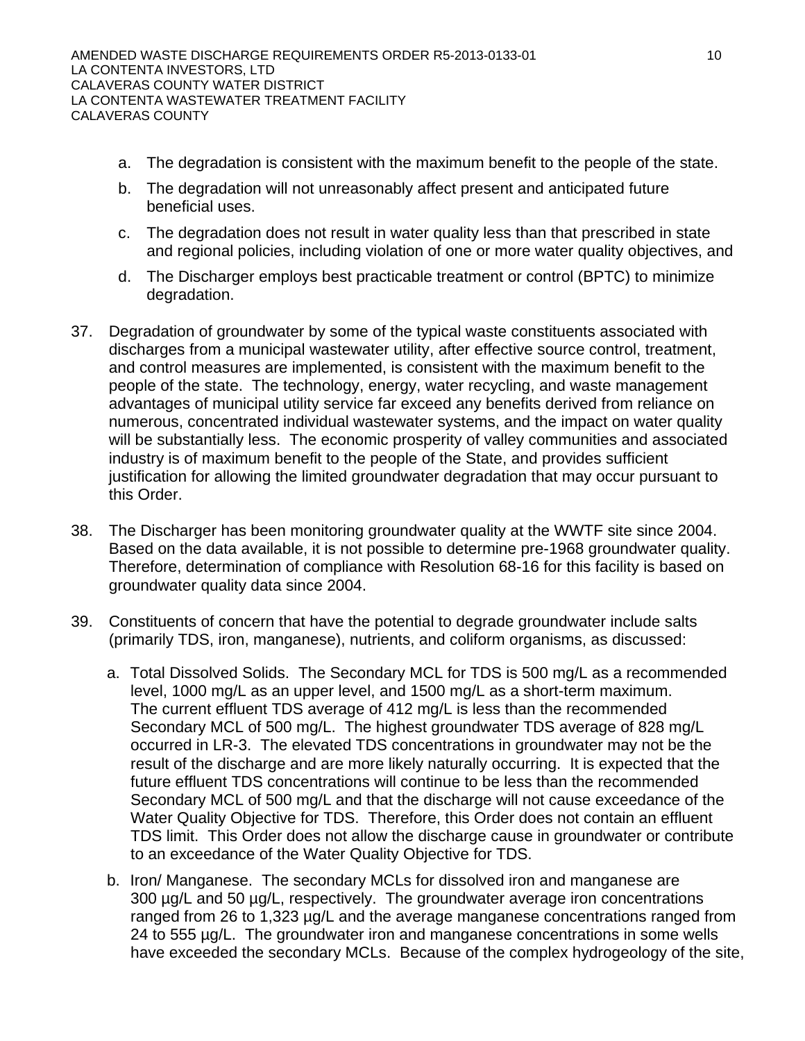a. The degradation is consistent with the maximum benefit to the people of the state.

b. The degradation will not unreasonably affect present and anticipated future beneficial uses.

c. The degradation does not result in water quality less than that prescribed in state and regional policies, including violation of one or more water quality objectives, and

d. The Discharger employs best practicable treatment or control (BPTC) to minimize degradation.

37. Degradation of groundwater by some of the typical waste constituents associated with discharges from a municipal wastewater utility, after effective source control, treatment, and control measures are implemented, is consistent with the maximum benefit to the people of the state. The technology, energy, water recycling, and waste management advantages of municipal utility service far exceed any benefits derived from reliance on numerous, concentrated individual wastewater systems, and the impact on water quality will be substantially less. The economic prosperity of valley communities and associated industry is of maximum benefit to the people of the State, and provides sufficient justification for allowing the limited groundwater degradation that may occur pursuant to this Order.

38. The Discharger has been monitoring groundwater quality at the WWTF site since 2004. Based on the data available, it is not possible to determine pre-1968 groundwater quality. Therefore, determination of compliance with Resolution 68-16 for this facility is based on groundwater quality data since 2004.

39. Constituents of concern that have the potential to degrade groundwater include salts (primarily TDS, iron, manganese), nutrients, and coliform organisms, as discussed:

    a. Total Dissolved Solids. The Secondary MCL for TDS is 500 mg/L as a recommended level, 1000 mg/L as an upper level, and 1500 mg/L as a short-term maximum. The current effluent TDS average of 412 mg/L is less than the recommended Secondary MCL of 500 mg/L. The highest groundwater TDS average of 828 mg/L occurred in LR-3. The elevated TDS concentrations in groundwater may not be the result of the discharge and are more likely naturally occurring. It is expected that the future effluent TDS concentrations will continue to be less than the recommended Secondary MCL of 500 mg/L and that the discharge will not cause exceedance of the Water Quality Objective for TDS. Therefore, this Order does not contain an effluent TDS limit. This Order does not allow the discharge cause in groundwater or contribute to an exceedance of the Water Quality Objective for TDS.

    b. Iron/ Manganese. The secondary MCLs for dissolved iron and manganese are 300 µg/L and 50 µg/L, respectively. The groundwater average iron concentrations ranged from 26 to 1,323 µg/L and the average manganese concentrations ranged from 24 to 555 µg/L. The groundwater iron and manganese concentrations in some wells have exceeded the secondary MCLs. Because of the complex hydrogeology of the site,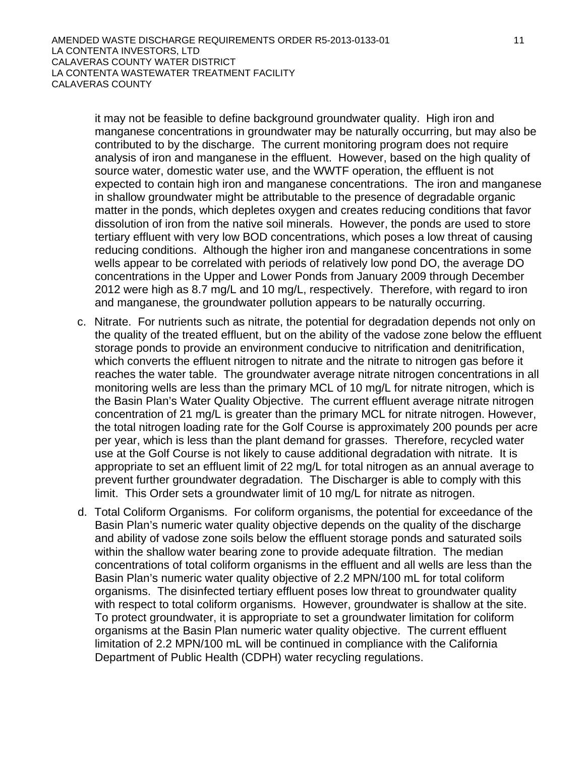it may not be feasible to define background groundwater quality. High iron and manganese concentrations in groundwater may be naturally occurring, but may also be contributed to by the discharge. The current monitoring program does not require analysis of iron and manganese in the effluent. However, based on the high quality of source water, domestic water use, and the WWTF operation, the effluent is not expected to contain high iron and manganese concentrations. The iron and manganese in shallow groundwater might be attributable to the presence of degradable organic matter in the ponds, which depletes oxygen and creates reducing conditions that favor dissolution of iron from the native soil minerals. However, the ponds are used to store tertiary effluent with very low BOD concentrations, which poses a low threat of causing reducing conditions. Although the higher iron and manganese concentrations in some wells appear to be correlated with periods of relatively low pond DO, the average DO concentrations in the Upper and Lower Ponds from January 2009 through December 2012 were high as 8.7 mg/L and 10 mg/L, respectively. Therefore, with regard to iron and manganese, the groundwater pollution appears to be naturally occurring.

c. Nitrate. For nutrients such as nitrate, the potential for degradation depends not only on the quality of the treated effluent, but on the ability of the vadose zone below the effluent storage ponds to provide an environment conducive to nitrification and denitrification, which converts the effluent nitrogen to nitrate and the nitrate to nitrogen gas before it reaches the water table. The groundwater average nitrate nitrogen concentrations in all monitoring wells are less than the primary MCL of 10 mg/L for nitrate nitrogen, which is the Basin Plan's Water Quality Objective. The current effluent average nitrate nitrogen concentration of 21 mg/L is greater than the primary MCL for nitrate nitrogen. However, the total nitrogen loading rate for the Golf Course is approximately 200 pounds per acre per year, which is less than the plant demand for grasses. Therefore, recycled water use at the Golf Course is not likely to cause additional degradation with nitrate. It is appropriate to set an effluent limit of 22 mg/L for total nitrogen as an annual average to prevent further groundwater degradation. The Discharger is able to comply with this limit. This Order sets a groundwater limit of 10 mg/L for nitrate as nitrogen.

d. Total Coliform Organisms. For coliform organisms, the potential for exceedance of the Basin Plan's numeric water quality objective depends on the quality of the discharge and ability of vadose zone soils below the effluent storage ponds and saturated soils within the shallow water bearing zone to provide adequate filtration. The median concentrations of total coliform organisms in the effluent and all wells are less than the Basin Plan's numeric water quality objective of 2.2 MPN/100 mL for total coliform organisms. The disinfected tertiary effluent poses low threat to groundwater quality with respect to total coliform organisms. However, groundwater is shallow at the site. To protect groundwater, it is appropriate to set a groundwater limitation for coliform organisms at the Basin Plan numeric water quality objective. The current effluent limitation of 2.2 MPN/100 mL will be continued in compliance with the California Department of Public Health (CDPH) water recycling regulations.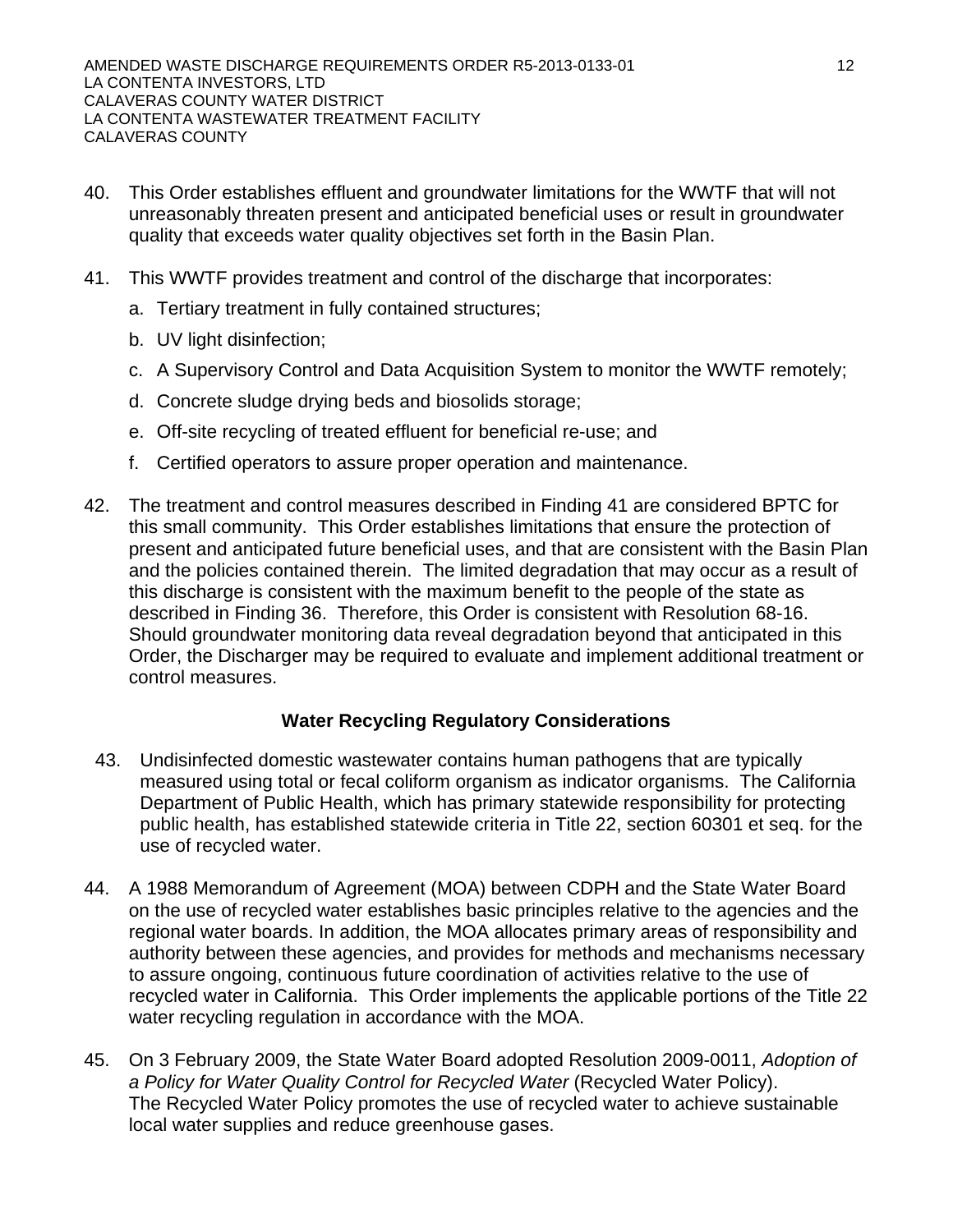40. This Order establishes effluent and groundwater limitations for the WWTF that will not unreasonably threaten present and anticipated beneficial uses or result in groundwater quality that exceeds water quality objectives set forth in the Basin Plan.

41. This WWTF provides treatment and control of the discharge that incorporates:

    a. Tertiary treatment in fully contained structures;

    b. UV light disinfection;

    c. A Supervisory Control and Data Acquisition System to monitor the WWTF remotely;

    d. Concrete sludge drying beds and biosolids storage;

    e. Off-site recycling of treated effluent for beneficial re-use; and

    f. Certified operators to assure proper operation and maintenance.

42. The treatment and control measures described in Finding 41 are considered BPTC for this small community. This Order establishes limitations that ensure the protection of present and anticipated future beneficial uses, and that are consistent with the Basin Plan and the policies contained therein. The limited degradation that may occur as a result of this discharge is consistent with the maximum benefit to the people of the state as described in Finding 36. Therefore, this Order is consistent with Resolution 68-16. Should groundwater monitoring data reveal degradation beyond that anticipated in this Order, the Discharger may be required to evaluate and implement additional treatment or control measures.

### Water Recycling Regulatory Considerations

43. Undisinfected domestic wastewater contains human pathogens that are typically measured using total or fecal coliform organism as indicator organisms. The California Department of Public Health, which has primary statewide responsibility for protecting public health, has established statewide criteria in Title 22, section 60301 et seq. for the use of recycled water.

44. A 1988 Memorandum of Agreement (MOA) between CDPH and the State Water Board on the use of recycled water establishes basic principles relative to the agencies and the regional water boards. In addition, the MOA allocates primary areas of responsibility and authority between these agencies, and provides for methods and mechanisms necessary to assure ongoing, continuous future coordination of activities relative to the use of recycled water in California. This Order implements the applicable portions of the Title 22 water recycling regulation in accordance with the MOA.

45. On 3 February 2009, the State Water Board adopted Resolution 2009-0011, *Adoption of a Policy for Water Quality Control for Recycled Water* (Recycled Water Policy). The Recycled Water Policy promotes the use of recycled water to achieve sustainable local water supplies and reduce greenhouse gases.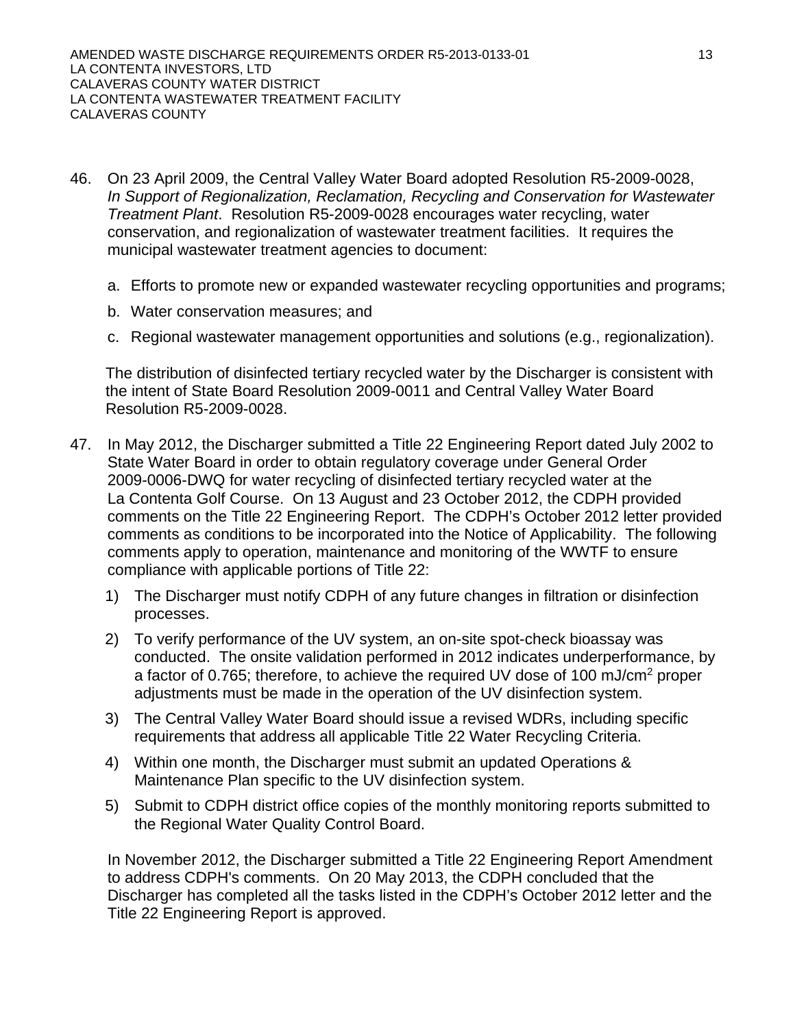46. On 23 April 2009, the Central Valley Water Board adopted Resolution R5-2009-0028, *In Support of Regionalization, Reclamation, Recycling and Conservation for Wastewater Treatment Plant*. Resolution R5-2009-0028 encourages water recycling, water conservation, and regionalization of wastewater treatment facilities. It requires the municipal wastewater treatment agencies to document:

    a. Efforts to promote new or expanded wastewater recycling opportunities and programs;

    b. Water conservation measures; and

    c. Regional wastewater management opportunities and solutions (e.g., regionalization).

    The distribution of disinfected tertiary recycled water by the Discharger is consistent with the intent of State Board Resolution 2009-0011 and Central Valley Water Board Resolution R5-2009-0028.

47. In May 2012, the Discharger submitted a Title 22 Engineering Report dated July 2002 to State Water Board in order to obtain regulatory coverage under General Order 2009-0006-DWQ for water recycling of disinfected tertiary recycled water at the La Contenta Golf Course. On 13 August and 23 October 2012, the CDPH provided comments on the Title 22 Engineering Report. The CDPH's October 2012 letter provided comments as conditions to be incorporated into the Notice of Applicability. The following comments apply to operation, maintenance and monitoring of the WWTF to ensure compliance with applicable portions of Title 22:

    1) The Discharger must notify CDPH of any future changes in filtration or disinfection processes.

    2) To verify performance of the UV system, an on-site spot-check bioassay was conducted. The onsite validation performed in 2012 indicates underperformance, by a factor of 0.765; therefore, to achieve the required UV dose of 100 mJ/cm$^2$ proper adjustments must be made in the operation of the UV disinfection system.

    3) The Central Valley Water Board should issue a revised WDRs, including specific requirements that address all applicable Title 22 Water Recycling Criteria.

    4) Within one month, the Discharger must submit an updated Operations & Maintenance Plan specific to the UV disinfection system.

    5) Submit to CDPH district office copies of the monthly monitoring reports submitted to the Regional Water Quality Control Board.

    In November 2012, the Discharger submitted a Title 22 Engineering Report Amendment to address CDPH's comments. On 20 May 2013, the CDPH concluded that the Discharger has completed all the tasks listed in the CDPH's October 2012 letter and the Title 22 Engineering Report is approved.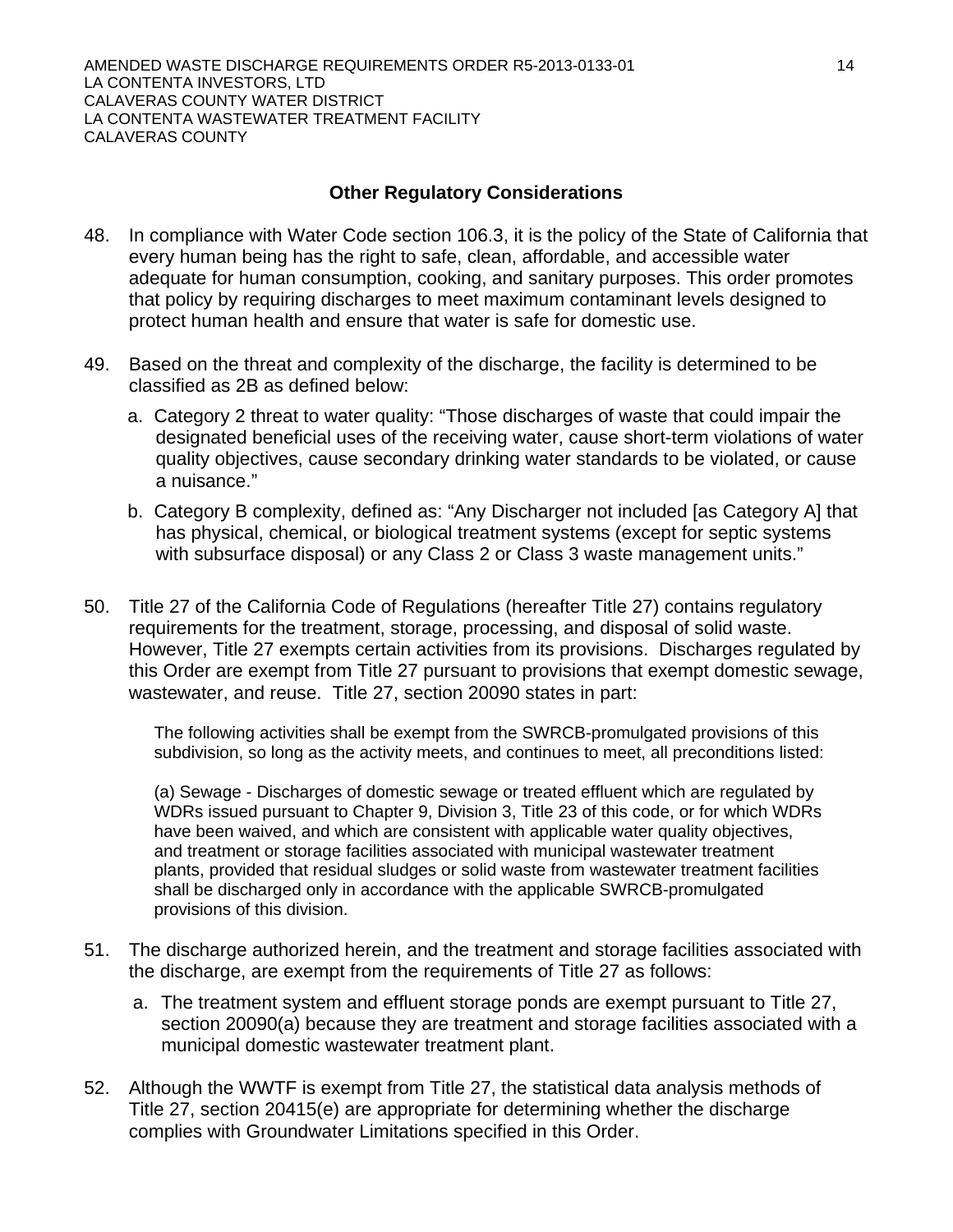## Other Regulatory Considerations

48. In compliance with Water Code section 106.3, it is the policy of the State of California that every human being has the right to safe, clean, affordable, and accessible water adequate for human consumption, cooking, and sanitary purposes. This order promotes that policy by requiring discharges to meet maximum contaminant levels designed to protect human health and ensure that water is safe for domestic use.

49. Based on the threat and complexity of the discharge, the facility is determined to be classified as 2B as defined below:

    a. Category 2 threat to water quality: "Those discharges of waste that could impair the designated beneficial uses of the receiving water, cause short-term violations of water quality objectives, cause secondary drinking water standards to be violated, or cause a nuisance."

    b. Category B complexity, defined as: "Any Discharger not included [as Category A] that has physical, chemical, or biological treatment systems (except for septic systems with subsurface disposal) or any Class 2 or Class 3 waste management units."

50. Title 27 of the California Code of Regulations (hereafter Title 27) contains regulatory requirements for the treatment, storage, processing, and disposal of solid waste. However, Title 27 exempts certain activities from its provisions. Discharges regulated by this Order are exempt from Title 27 pursuant to provisions that exempt domestic sewage, wastewater, and reuse. Title 27, section 20090 states in part:

    > The following activities shall be exempt from the SWRCB-promulgated provisions of this subdivision, so long as the activity meets, and continues to meet, all preconditions listed:
    >
    > (a) Sewage - Discharges of domestic sewage or treated effluent which are regulated by WDRs issued pursuant to Chapter 9, Division 3, Title 23 of this code, or for which WDRs have been waived, and which are consistent with applicable water quality objectives, and treatment or storage facilities associated with municipal wastewater treatment plants, provided that residual sludges or solid waste from wastewater treatment facilities shall be discharged only in accordance with the applicable SWRCB-promulgated provisions of this division.

51. The discharge authorized herein, and the treatment and storage facilities associated with the discharge, are exempt from the requirements of Title 27 as follows:

    a. The treatment system and effluent storage ponds are exempt pursuant to Title 27, section 20090(a) because they are treatment and storage facilities associated with a municipal domestic wastewater treatment plant.

52. Although the WWTF is exempt from Title 27, the statistical data analysis methods of Title 27, section 20415(e) are appropriate for determining whether the discharge complies with Groundwater Limitations specified in this Order.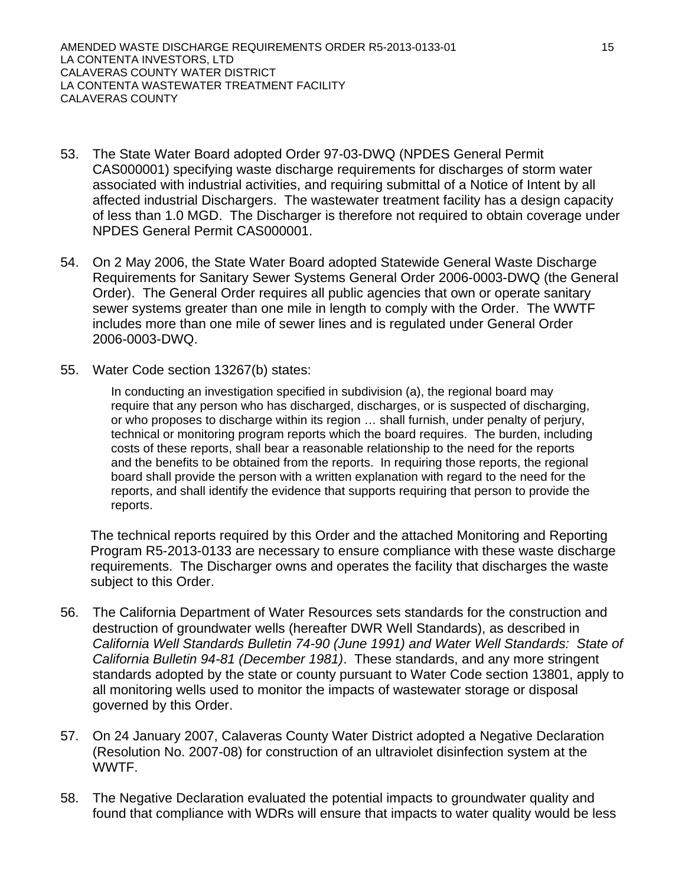53. The State Water Board adopted Order 97-03-DWQ (NPDES General Permit CAS000001) specifying waste discharge requirements for discharges of storm water associated with industrial activities, and requiring submittal of a Notice of Intent by all affected industrial Dischargers. The wastewater treatment facility has a design capacity of less than 1.0 MGD. The Discharger is therefore not required to obtain coverage under NPDES General Permit CAS000001.

54. On 2 May 2006, the State Water Board adopted Statewide General Waste Discharge Requirements for Sanitary Sewer Systems General Order 2006-0003-DWQ (the General Order). The General Order requires all public agencies that own or operate sanitary sewer systems greater than one mile in length to comply with the Order. The WWTF includes more than one mile of sewer lines and is regulated under General Order 2006-0003-DWQ.

55. Water Code section 13267(b) states:

    > In conducting an investigation specified in subdivision (a), the regional board may require that any person who has discharged, discharges, or is suspected of discharging, or who proposes to discharge within its region … shall furnish, under penalty of perjury, technical or monitoring program reports which the board requires. The burden, including costs of these reports, shall bear a reasonable relationship to the need for the reports and the benefits to be obtained from the reports. In requiring those reports, the regional board shall provide the person with a written explanation with regard to the need for the reports, and shall identify the evidence that supports requiring that person to provide the reports.

    The technical reports required by this Order and the attached Monitoring and Reporting Program R5-2013-0133 are necessary to ensure compliance with these waste discharge requirements. The Discharger owns and operates the facility that discharges the waste subject to this Order.

56. The California Department of Water Resources sets standards for the construction and destruction of groundwater wells (hereafter DWR Well Standards), as described in *California Well Standards Bulletin 74-90 (June 1991) and Water Well Standards: State of California Bulletin 94-81 (December 1981)*. These standards, and any more stringent standards adopted by the state or county pursuant to Water Code section 13801, apply to all monitoring wells used to monitor the impacts of wastewater storage or disposal governed by this Order.

57. On 24 January 2007, Calaveras County Water District adopted a Negative Declaration (Resolution No. 2007-08) for construction of an ultraviolet disinfection system at the WWTF.

58. The Negative Declaration evaluated the potential impacts to groundwater quality and found that compliance with WDRs will ensure that impacts to water quality would be less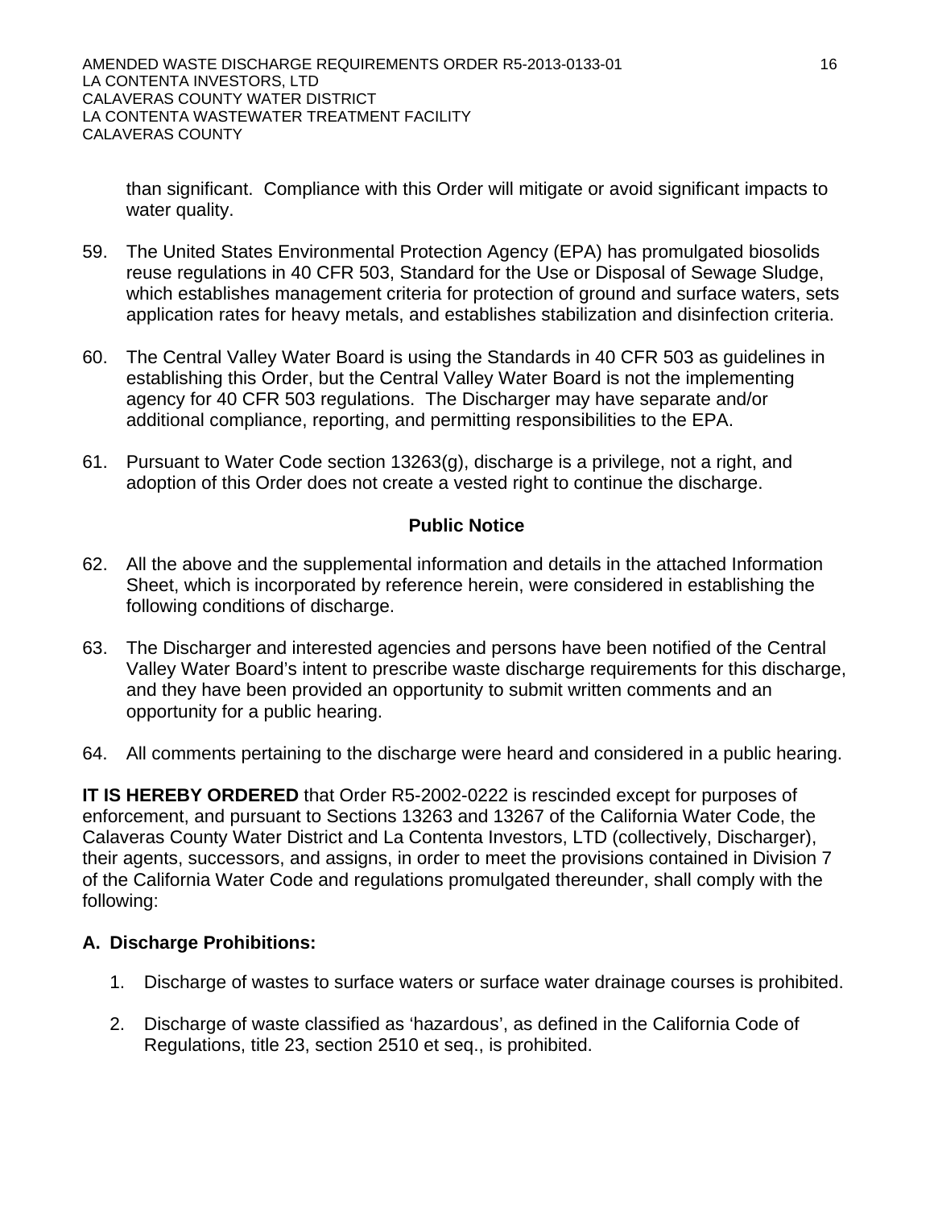than significant. Compliance with this Order will mitigate or avoid significant impacts to water quality.

59. The United States Environmental Protection Agency (EPA) has promulgated biosolids reuse regulations in 40 CFR 503, Standard for the Use or Disposal of Sewage Sludge, which establishes management criteria for protection of ground and surface waters, sets application rates for heavy metals, and establishes stabilization and disinfection criteria.

60. The Central Valley Water Board is using the Standards in 40 CFR 503 as guidelines in establishing this Order, but the Central Valley Water Board is not the implementing agency for 40 CFR 503 regulations. The Discharger may have separate and/or additional compliance, reporting, and permitting responsibilities to the EPA.

61. Pursuant to Water Code section 13263(g), discharge is a privilege, not a right, and adoption of this Order does not create a vested right to continue the discharge.

### Public Notice

62. All the above and the supplemental information and details in the attached Information Sheet, which is incorporated by reference herein, were considered in establishing the following conditions of discharge.

63. The Discharger and interested agencies and persons have been notified of the Central Valley Water Board's intent to prescribe waste discharge requirements for this discharge, and they have been provided an opportunity to submit written comments and an opportunity for a public hearing.

64. All comments pertaining to the discharge were heard and considered in a public hearing.

**IT IS HEREBY ORDERED** that Order R5-2002-0222 is rescinded except for purposes of enforcement, and pursuant to Sections 13263 and 13267 of the California Water Code, the Calaveras County Water District and La Contenta Investors, LTD (collectively, Discharger), their agents, successors, and assigns, in order to meet the provisions contained in Division 7 of the California Water Code and regulations promulgated thereunder, shall comply with the following:

### A. Discharge Prohibitions:

1. Discharge of wastes to surface waters or surface water drainage courses is prohibited.

2. Discharge of waste classified as 'hazardous', as defined in the California Code of Regulations, title 23, section 2510 et seq., is prohibited.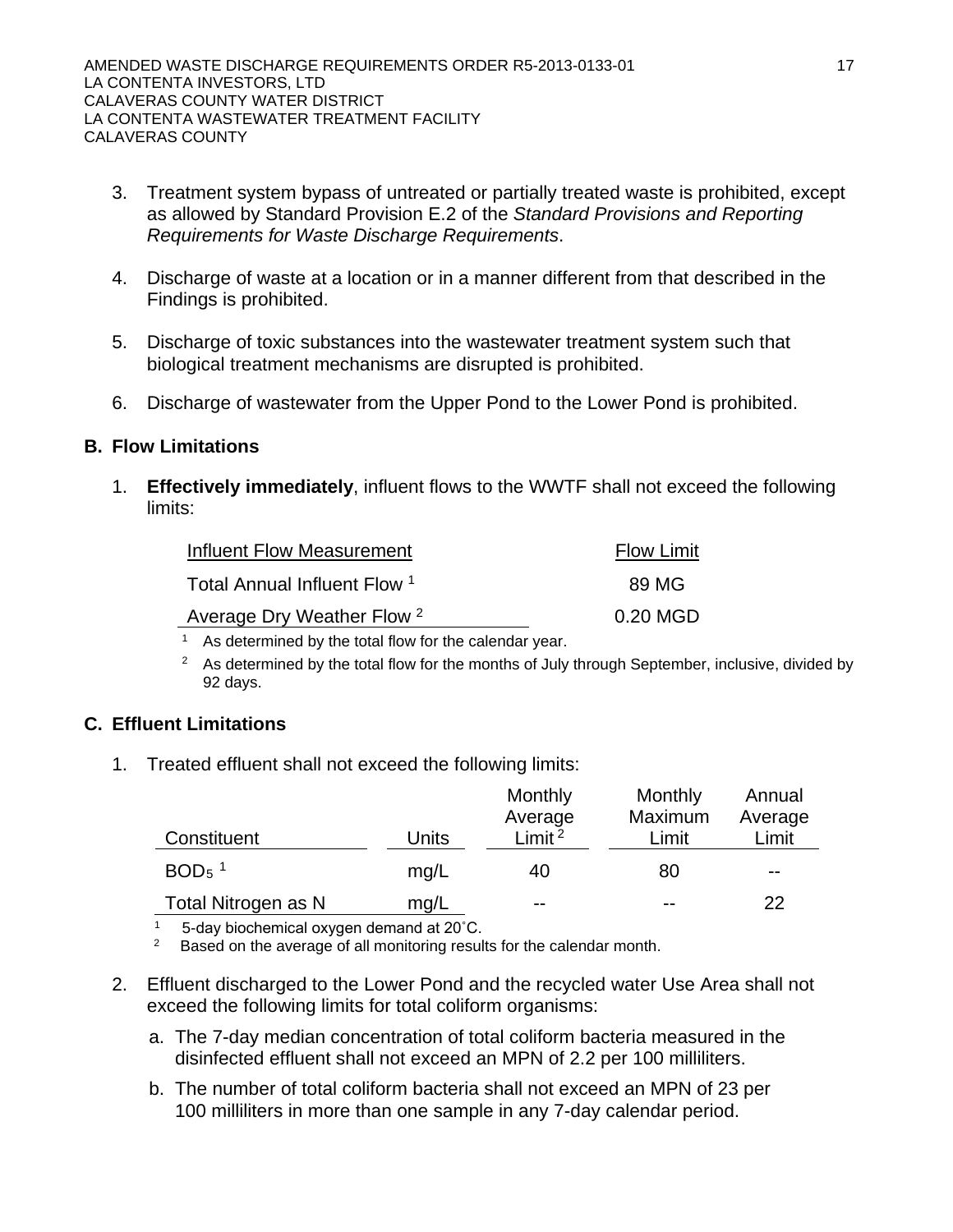3. Treatment system bypass of untreated or partially treated waste is prohibited, except as allowed by Standard Provision E.2 of the *Standard Provisions and Reporting Requirements for Waste Discharge Requirements*.

4. Discharge of waste at a location or in a manner different from that described in the Findings is prohibited.

5. Discharge of toxic substances into the wastewater treatment system such that biological treatment mechanisms are disrupted is prohibited.

6. Discharge of wastewater from the Upper Pond to the Lower Pond is prohibited.

## B. Flow Limitations

1. **Effectively immediately**, influent flows to the WWTF shall not exceed the following limits:

| Influent Flow Measurement | Flow Limit |
|---|---|
| Total Annual Influent Flow [1] | 89 MG |
| Average Dry Weather Flow [2] | 0.20 MGD |

[1] As determined by the total flow for the calendar year.

[2] As determined by the total flow for the months of July through September, inclusive, divided by 92 days.

## C. Effluent Limitations

1. Treated effluent shall not exceed the following limits:

| Constituent | Units | Monthly Average Limit [2] | Monthly Maximum Limit | Annual Average Limit |
|---|---|---|---|---|
| $BOD_5$ [1] | mg/L | 40 | 80 | -- |
| Total Nitrogen as N | mg/L | -- | -- | 22 |

[1] 5-day biochemical oxygen demand at 20˚C.

[2] Based on the average of all monitoring results for the calendar month.

2. Effluent discharged to the Lower Pond and the recycled water Use Area shall not exceed the following limits for total coliform organisms:

   a. The 7-day median concentration of total coliform bacteria measured in the disinfected effluent shall not exceed an MPN of 2.2 per 100 milliliters.

   b. The number of total coliform bacteria shall not exceed an MPN of 23 per 100 milliliters in more than one sample in any 7-day calendar period.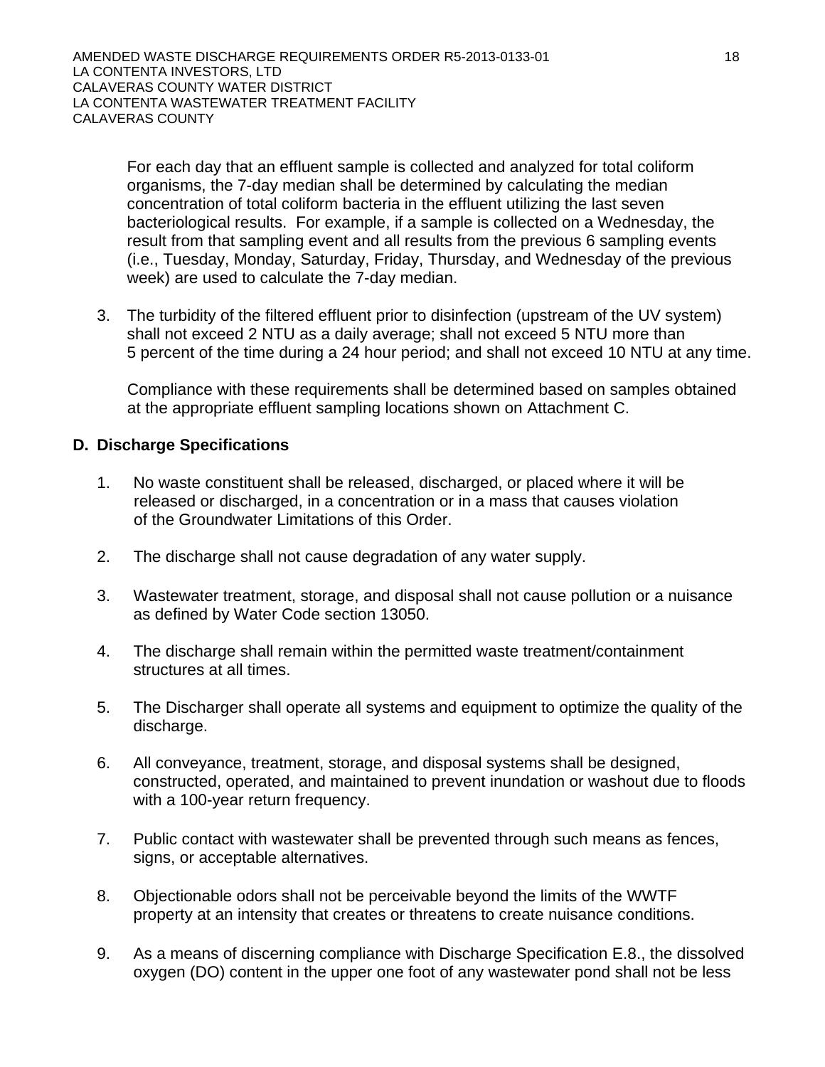For each day that an effluent sample is collected and analyzed for total coliform organisms, the 7-day median shall be determined by calculating the median concentration of total coliform bacteria in the effluent utilizing the last seven bacteriological results. For example, if a sample is collected on a Wednesday, the result from that sampling event and all results from the previous 6 sampling events (i.e., Tuesday, Monday, Saturday, Friday, Thursday, and Wednesday of the previous week) are used to calculate the 7-day median.

3. The turbidity of the filtered effluent prior to disinfection (upstream of the UV system) shall not exceed 2 NTU as a daily average; shall not exceed 5 NTU more than 5 percent of the time during a 24 hour period; and shall not exceed 10 NTU at any time.

   Compliance with these requirements shall be determined based on samples obtained at the appropriate effluent sampling locations shown on Attachment C.

## D. Discharge Specifications

1. No waste constituent shall be released, discharged, or placed where it will be released or discharged, in a concentration or in a mass that causes violation of the Groundwater Limitations of this Order.

2. The discharge shall not cause degradation of any water supply.

3. Wastewater treatment, storage, and disposal shall not cause pollution or a nuisance as defined by Water Code section 13050.

4. The discharge shall remain within the permitted waste treatment/containment structures at all times.

5. The Discharger shall operate all systems and equipment to optimize the quality of the discharge.

6. All conveyance, treatment, storage, and disposal systems shall be designed, constructed, operated, and maintained to prevent inundation or washout due to floods with a 100-year return frequency.

7. Public contact with wastewater shall be prevented through such means as fences, signs, or acceptable alternatives.

8. Objectionable odors shall not be perceivable beyond the limits of the WWTF property at an intensity that creates or threatens to create nuisance conditions.

9. As a means of discerning compliance with Discharge Specification E.8., the dissolved oxygen (DO) content in the upper one foot of any wastewater pond shall not be less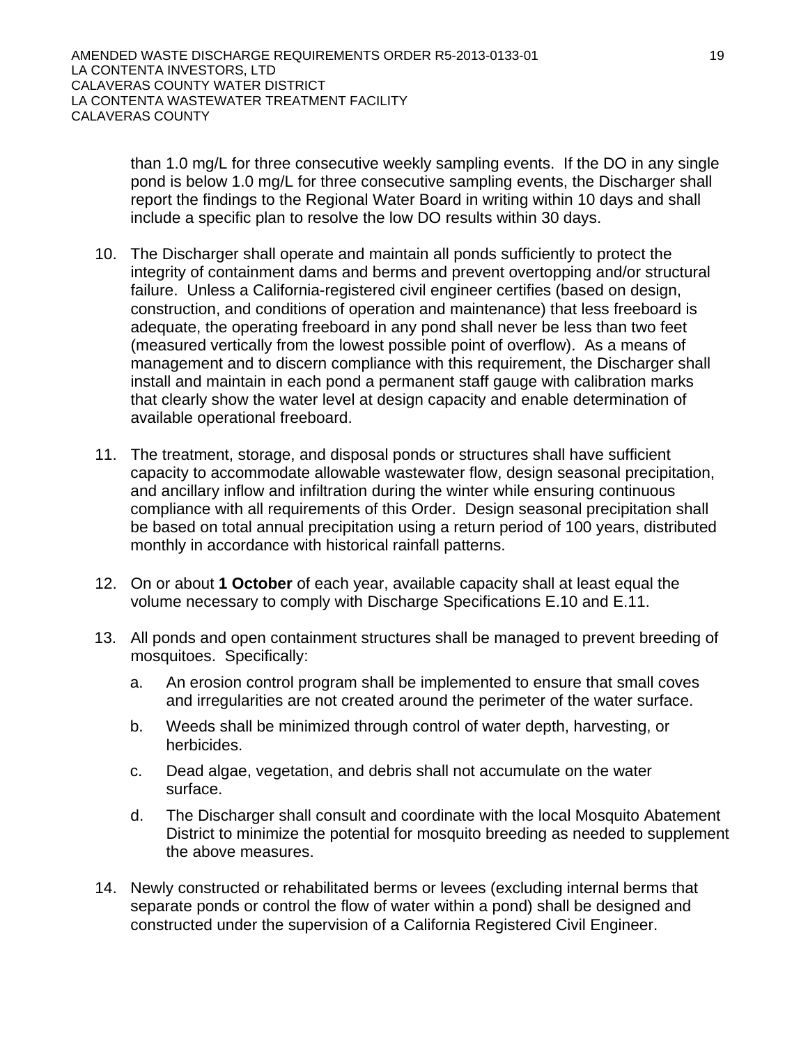than 1.0 mg/L for three consecutive weekly sampling events. If the DO in any single pond is below 1.0 mg/L for three consecutive sampling events, the Discharger shall report the findings to the Regional Water Board in writing within 10 days and shall include a specific plan to resolve the low DO results within 30 days.

10. The Discharger shall operate and maintain all ponds sufficiently to protect the integrity of containment dams and berms and prevent overtopping and/or structural failure. Unless a California-registered civil engineer certifies (based on design, construction, and conditions of operation and maintenance) that less freeboard is adequate, the operating freeboard in any pond shall never be less than two feet (measured vertically from the lowest possible point of overflow). As a means of management and to discern compliance with this requirement, the Discharger shall install and maintain in each pond a permanent staff gauge with calibration marks that clearly show the water level at design capacity and enable determination of available operational freeboard.

11. The treatment, storage, and disposal ponds or structures shall have sufficient capacity to accommodate allowable wastewater flow, design seasonal precipitation, and ancillary inflow and infiltration during the winter while ensuring continuous compliance with all requirements of this Order. Design seasonal precipitation shall be based on total annual precipitation using a return period of 100 years, distributed monthly in accordance with historical rainfall patterns.

12. On or about **1 October** of each year, available capacity shall at least equal the volume necessary to comply with Discharge Specifications E.10 and E.11.

13. All ponds and open containment structures shall be managed to prevent breeding of mosquitoes. Specifically:

    a. An erosion control program shall be implemented to ensure that small coves and irregularities are not created around the perimeter of the water surface.

    b. Weeds shall be minimized through control of water depth, harvesting, or herbicides.

    c. Dead algae, vegetation, and debris shall not accumulate on the water surface.

    d. The Discharger shall consult and coordinate with the local Mosquito Abatement District to minimize the potential for mosquito breeding as needed to supplement the above measures.

14. Newly constructed or rehabilitated berms or levees (excluding internal berms that separate ponds or control the flow of water within a pond) shall be designed and constructed under the supervision of a California Registered Civil Engineer.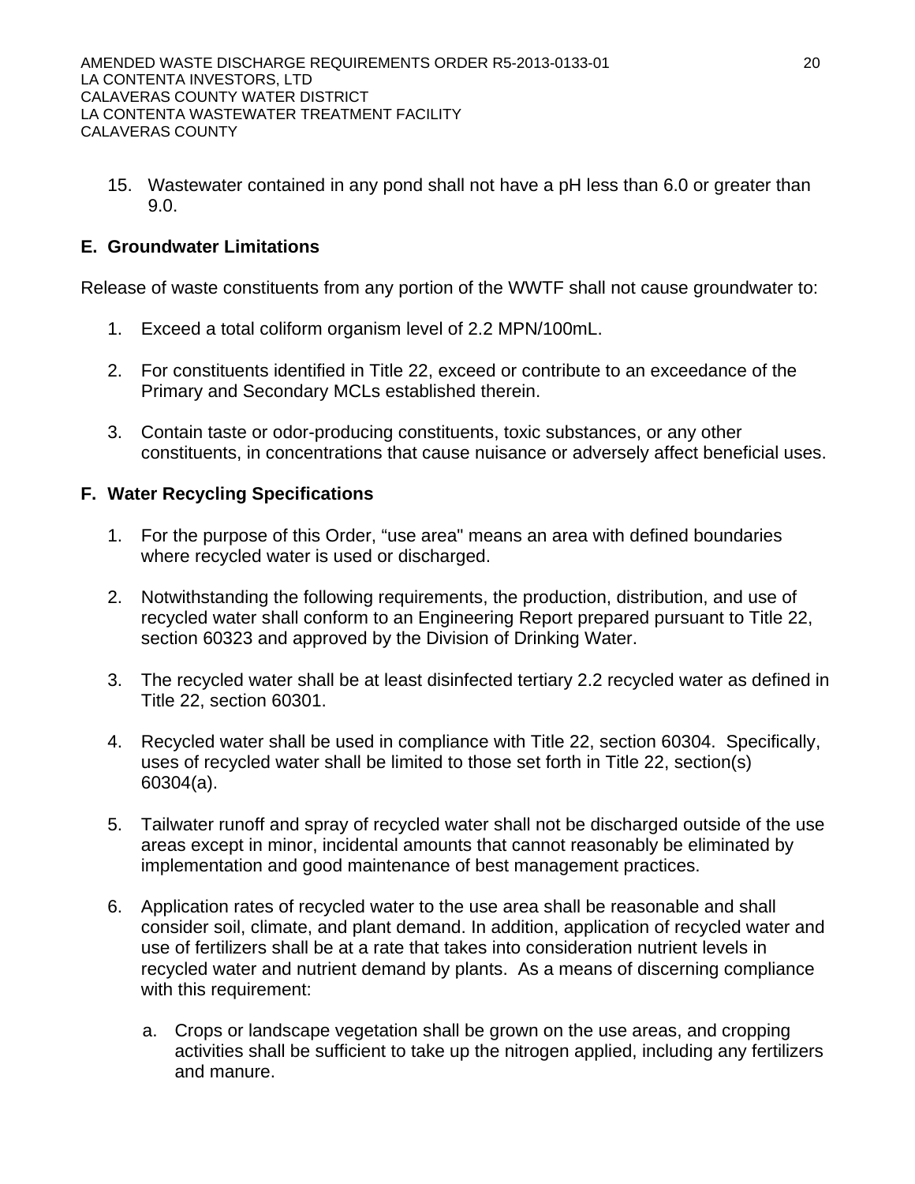15. Wastewater contained in any pond shall not have a pH less than 6.0 or greater than 9.0.

## E. Groundwater Limitations

Release of waste constituents from any portion of the WWTF shall not cause groundwater to:

1. Exceed a total coliform organism level of 2.2 MPN/100mL.

2. For constituents identified in Title 22, exceed or contribute to an exceedance of the Primary and Secondary MCLs established therein.

3. Contain taste or odor-producing constituents, toxic substances, or any other constituents, in concentrations that cause nuisance or adversely affect beneficial uses.

## F. Water Recycling Specifications

1. For the purpose of this Order, "use area" means an area with defined boundaries where recycled water is used or discharged.

2. Notwithstanding the following requirements, the production, distribution, and use of recycled water shall conform to an Engineering Report prepared pursuant to Title 22, section 60323 and approved by the Division of Drinking Water.

3. The recycled water shall be at least disinfected tertiary 2.2 recycled water as defined in Title 22, section 60301.

4. Recycled water shall be used in compliance with Title 22, section 60304. Specifically, uses of recycled water shall be limited to those set forth in Title 22, section(s) 60304(a).

5. Tailwater runoff and spray of recycled water shall not be discharged outside of the use areas except in minor, incidental amounts that cannot reasonably be eliminated by implementation and good maintenance of best management practices.

6. Application rates of recycled water to the use area shall be reasonable and shall consider soil, climate, and plant demand. In addition, application of recycled water and use of fertilizers shall be at a rate that takes into consideration nutrient levels in recycled water and nutrient demand by plants. As a means of discerning compliance with this requirement:

   a. Crops or landscape vegetation shall be grown on the use areas, and cropping activities shall be sufficient to take up the nitrogen applied, including any fertilizers and manure.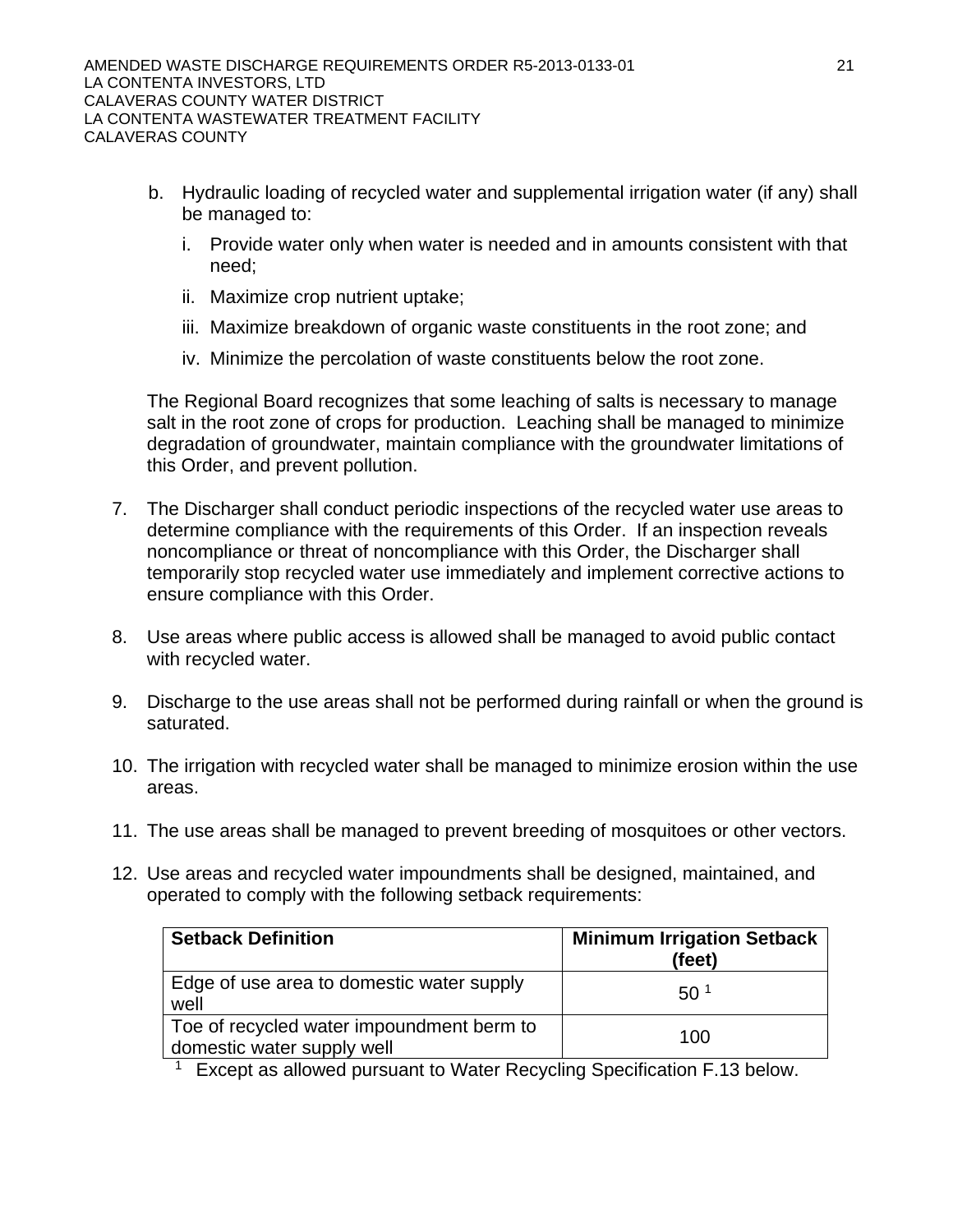b. Hydraulic loading of recycled water and supplemental irrigation water (if any) shall be managed to:

   i. Provide water only when water is needed and in amounts consistent with that need;

   ii. Maximize crop nutrient uptake;

   iii. Maximize breakdown of organic waste constituents in the root zone; and

   iv. Minimize the percolation of waste constituents below the root zone.

   The Regional Board recognizes that some leaching of salts is necessary to manage salt in the root zone of crops for production. Leaching shall be managed to minimize degradation of groundwater, maintain compliance with the groundwater limitations of this Order, and prevent pollution.

7. The Discharger shall conduct periodic inspections of the recycled water use areas to determine compliance with the requirements of this Order. If an inspection reveals noncompliance or threat of noncompliance with this Order, the Discharger shall temporarily stop recycled water use immediately and implement corrective actions to ensure compliance with this Order.

8. Use areas where public access is allowed shall be managed to avoid public contact with recycled water.

9. Discharge to the use areas shall not be performed during rainfall or when the ground is saturated.

10. The irrigation with recycled water shall be managed to minimize erosion within the use areas.

11. The use areas shall be managed to prevent breeding of mosquitoes or other vectors.

12. Use areas and recycled water impoundments shall be designed, maintained, and operated to comply with the following setback requirements:

| Setback Definition | Minimum Irrigation Setback (feet) |
|---|---|
| Edge of use area to domestic water supply well | 50 [1] |
| Toe of recycled water impoundment berm to domestic water supply well | 100 |

[1] Except as allowed pursuant to Water Recycling Specification F.13 below.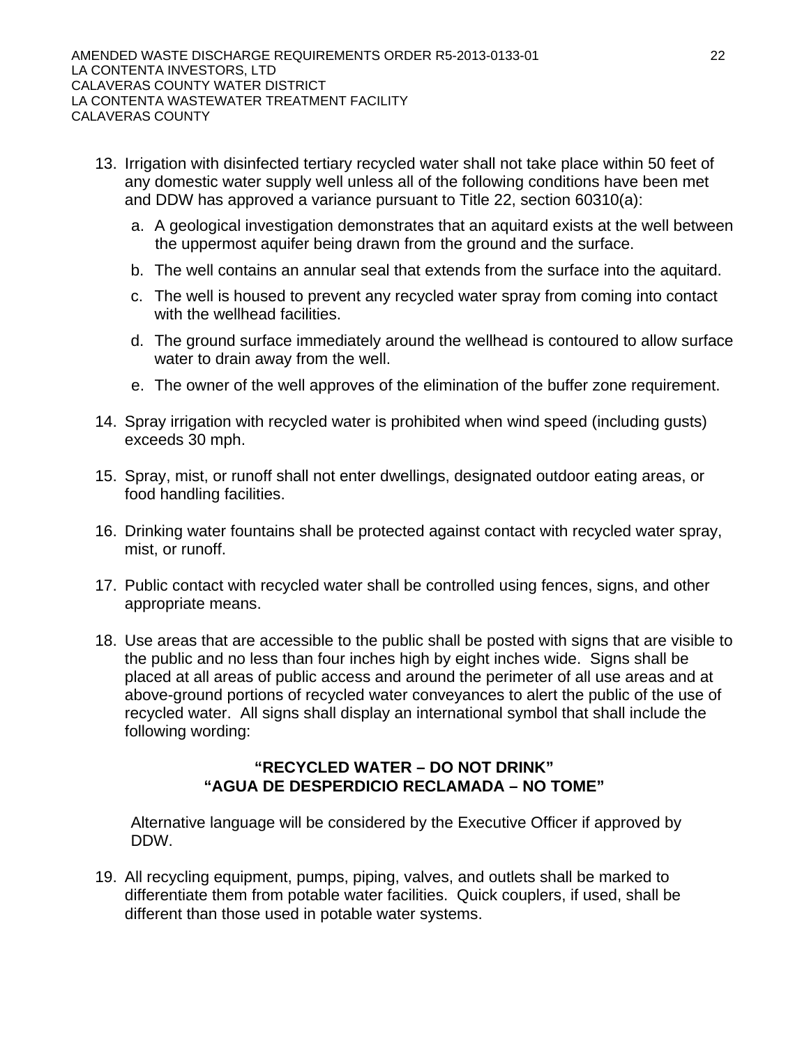13. Irrigation with disinfected tertiary recycled water shall not take place within 50 feet of any domestic water supply well unless all of the following conditions have been met and DDW has approved a variance pursuant to Title 22, section 60310(a):

    a. A geological investigation demonstrates that an aquitard exists at the well between the uppermost aquifer being drawn from the ground and the surface.

    b. The well contains an annular seal that extends from the surface into the aquitard.

    c. The well is housed to prevent any recycled water spray from coming into contact with the wellhead facilities.

    d. The ground surface immediately around the wellhead is contoured to allow surface water to drain away from the well.

    e. The owner of the well approves of the elimination of the buffer zone requirement.

14. Spray irrigation with recycled water is prohibited when wind speed (including gusts) exceeds 30 mph.

15. Spray, mist, or runoff shall not enter dwellings, designated outdoor eating areas, or food handling facilities.

16. Drinking water fountains shall be protected against contact with recycled water spray, mist, or runoff.

17. Public contact with recycled water shall be controlled using fences, signs, and other appropriate means.

18. Use areas that are accessible to the public shall be posted with signs that are visible to the public and no less than four inches high by eight inches wide. Signs shall be placed at all areas of public access and around the perimeter of all use areas and at above-ground portions of recycled water conveyances to alert the public of the use of recycled water. All signs shall display an international symbol that shall include the following wording:

    **"RECYCLED WATER – DO NOT DRINK"**
    **"AGUA DE DESPERDICIO RECLAMADA – NO TOME"**

    Alternative language will be considered by the Executive Officer if approved by DDW.

19. All recycling equipment, pumps, piping, valves, and outlets shall be marked to differentiate them from potable water facilities. Quick couplers, if used, shall be different than those used in potable water systems.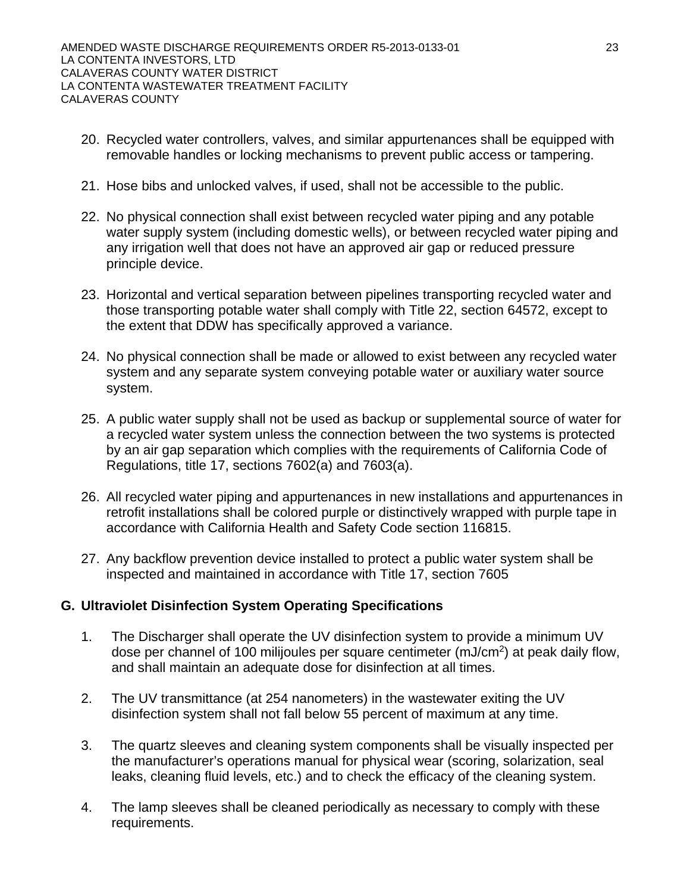20. Recycled water controllers, valves, and similar appurtenances shall be equipped with removable handles or locking mechanisms to prevent public access or tampering.

21. Hose bibs and unlocked valves, if used, shall not be accessible to the public.

22. No physical connection shall exist between recycled water piping and any potable water supply system (including domestic wells), or between recycled water piping and any irrigation well that does not have an approved air gap or reduced pressure principle device.

23. Horizontal and vertical separation between pipelines transporting recycled water and those transporting potable water shall comply with Title 22, section 64572, except to the extent that DDW has specifically approved a variance.

24. No physical connection shall be made or allowed to exist between any recycled water system and any separate system conveying potable water or auxiliary water source system.

25. A public water supply shall not be used as backup or supplemental source of water for a recycled water system unless the connection between the two systems is protected by an air gap separation which complies with the requirements of California Code of Regulations, title 17, sections 7602(a) and 7603(a).

26. All recycled water piping and appurtenances in new installations and appurtenances in retrofit installations shall be colored purple or distinctively wrapped with purple tape in accordance with California Health and Safety Code section 116815.

27. Any backflow prevention device installed to protect a public water system shall be inspected and maintained in accordance with Title 17, section 7605

## G. Ultraviolet Disinfection System Operating Specifications

1. The Discharger shall operate the UV disinfection system to provide a minimum UV dose per channel of 100 milijoules per square centimeter ($mJ/cm^2$) at peak daily flow, and shall maintain an adequate dose for disinfection at all times.

2. The UV transmittance (at 254 nanometers) in the wastewater exiting the UV disinfection system shall not fall below 55 percent of maximum at any time.

3. The quartz sleeves and cleaning system components shall be visually inspected per the manufacturer's operations manual for physical wear (scoring, solarization, seal leaks, cleaning fluid levels, etc.) and to check the efficacy of the cleaning system.

4. The lamp sleeves shall be cleaned periodically as necessary to comply with these requirements.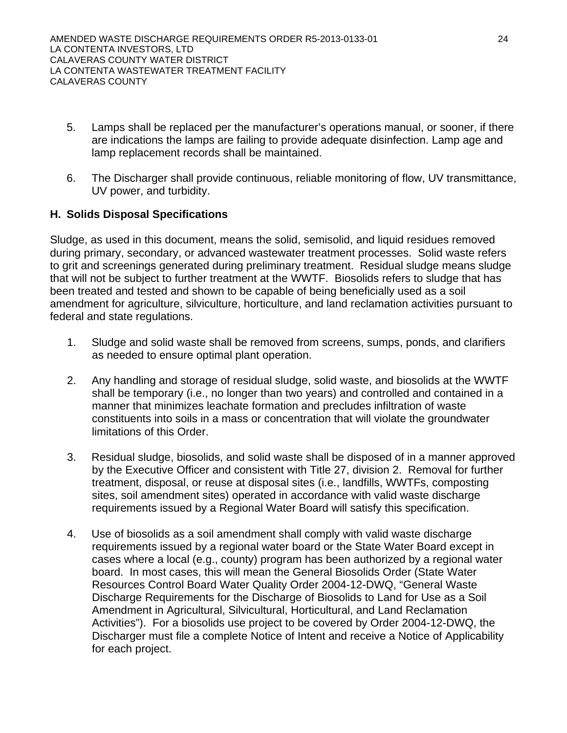5. Lamps shall be replaced per the manufacturer's operations manual, or sooner, if there are indications the lamps are failing to provide adequate disinfection. Lamp age and lamp replacement records shall be maintained.

6. The Discharger shall provide continuous, reliable monitoring of flow, UV transmittance, UV power, and turbidity.

## H. Solids Disposal Specifications

Sludge, as used in this document, means the solid, semisolid, and liquid residues removed during primary, secondary, or advanced wastewater treatment processes. Solid waste refers to grit and screenings generated during preliminary treatment. Residual sludge means sludge that will not be subject to further treatment at the WWTF. Biosolids refers to sludge that has been treated and tested and shown to be capable of being beneficially used as a soil amendment for agriculture, silviculture, horticulture, and land reclamation activities pursuant to federal and state regulations.

1. Sludge and solid waste shall be removed from screens, sumps, ponds, and clarifiers as needed to ensure optimal plant operation.

2. Any handling and storage of residual sludge, solid waste, and biosolids at the WWTF shall be temporary (i.e., no longer than two years) and controlled and contained in a manner that minimizes leachate formation and precludes infiltration of waste constituents into soils in a mass or concentration that will violate the groundwater limitations of this Order.

3. Residual sludge, biosolids, and solid waste shall be disposed of in a manner approved by the Executive Officer and consistent with Title 27, division 2. Removal for further treatment, disposal, or reuse at disposal sites (i.e., landfills, WWTFs, composting sites, soil amendment sites) operated in accordance with valid waste discharge requirements issued by a Regional Water Board will satisfy this specification.

4. Use of biosolids as a soil amendment shall comply with valid waste discharge requirements issued by a regional water board or the State Water Board except in cases where a local (e.g., county) program has been authorized by a regional water board. In most cases, this will mean the General Biosolids Order (State Water Resources Control Board Water Quality Order 2004-12-DWQ, "General Waste Discharge Requirements for the Discharge of Biosolids to Land for Use as a Soil Amendment in Agricultural, Silvicultural, Horticultural, and Land Reclamation Activities"). For a biosolids use project to be covered by Order 2004-12-DWQ, the Discharger must file a complete Notice of Intent and receive a Notice of Applicability for each project.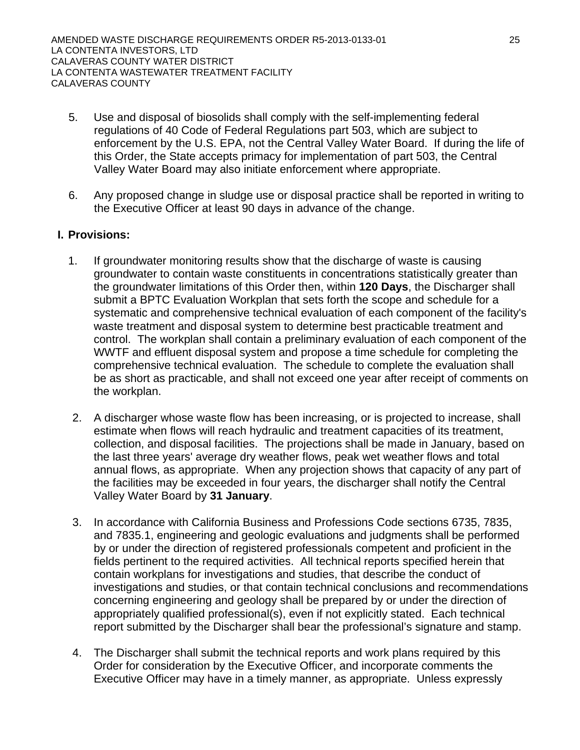5. Use and disposal of biosolids shall comply with the self-implementing federal regulations of 40 Code of Federal Regulations part 503, which are subject to enforcement by the U.S. EPA, not the Central Valley Water Board. If during the life of this Order, the State accepts primacy for implementation of part 503, the Central Valley Water Board may also initiate enforcement where appropriate.

6. Any proposed change in sludge use or disposal practice shall be reported in writing to the Executive Officer at least 90 days in advance of the change.

## I. Provisions:

1. If groundwater monitoring results show that the discharge of waste is causing groundwater to contain waste constituents in concentrations statistically greater than the groundwater limitations of this Order then, within **120 Days**, the Discharger shall submit a BPTC Evaluation Workplan that sets forth the scope and schedule for a systematic and comprehensive technical evaluation of each component of the facility's waste treatment and disposal system to determine best practicable treatment and control. The workplan shall contain a preliminary evaluation of each component of the WWTF and effluent disposal system and propose a time schedule for completing the comprehensive technical evaluation. The schedule to complete the evaluation shall be as short as practicable, and shall not exceed one year after receipt of comments on the workplan.

2. A discharger whose waste flow has been increasing, or is projected to increase, shall estimate when flows will reach hydraulic and treatment capacities of its treatment, collection, and disposal facilities. The projections shall be made in January, based on the last three years' average dry weather flows, peak wet weather flows and total annual flows, as appropriate. When any projection shows that capacity of any part of the facilities may be exceeded in four years, the discharger shall notify the Central Valley Water Board by **31 January**.

3. In accordance with California Business and Professions Code sections 6735, 7835, and 7835.1, engineering and geologic evaluations and judgments shall be performed by or under the direction of registered professionals competent and proficient in the fields pertinent to the required activities. All technical reports specified herein that contain workplans for investigations and studies, that describe the conduct of investigations and studies, or that contain technical conclusions and recommendations concerning engineering and geology shall be prepared by or under the direction of appropriately qualified professional(s), even if not explicitly stated. Each technical report submitted by the Discharger shall bear the professional's signature and stamp.

4. The Discharger shall submit the technical reports and work plans required by this Order for consideration by the Executive Officer, and incorporate comments the Executive Officer may have in a timely manner, as appropriate. Unless expressly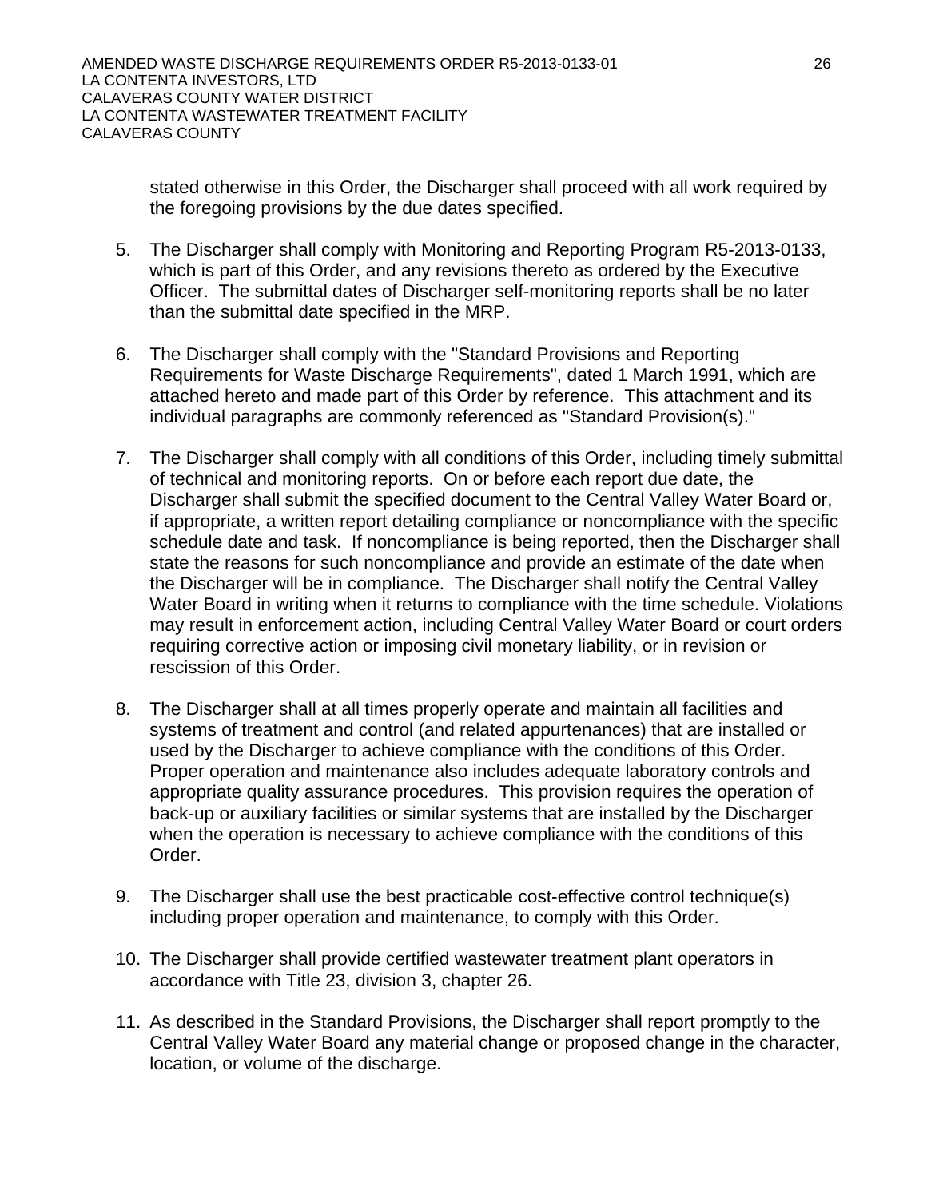stated otherwise in this Order, the Discharger shall proceed with all work required by the foregoing provisions by the due dates specified.

5. The Discharger shall comply with Monitoring and Reporting Program R5-2013-0133, which is part of this Order, and any revisions thereto as ordered by the Executive Officer. The submittal dates of Discharger self-monitoring reports shall be no later than the submittal date specified in the MRP.

6. The Discharger shall comply with the "Standard Provisions and Reporting Requirements for Waste Discharge Requirements", dated 1 March 1991, which are attached hereto and made part of this Order by reference. This attachment and its individual paragraphs are commonly referenced as "Standard Provision(s)."

7. The Discharger shall comply with all conditions of this Order, including timely submittal of technical and monitoring reports. On or before each report due date, the Discharger shall submit the specified document to the Central Valley Water Board or, if appropriate, a written report detailing compliance or noncompliance with the specific schedule date and task. If noncompliance is being reported, then the Discharger shall state the reasons for such noncompliance and provide an estimate of the date when the Discharger will be in compliance. The Discharger shall notify the Central Valley Water Board in writing when it returns to compliance with the time schedule. Violations may result in enforcement action, including Central Valley Water Board or court orders requiring corrective action or imposing civil monetary liability, or in revision or rescission of this Order.

8. The Discharger shall at all times properly operate and maintain all facilities and systems of treatment and control (and related appurtenances) that are installed or used by the Discharger to achieve compliance with the conditions of this Order. Proper operation and maintenance also includes adequate laboratory controls and appropriate quality assurance procedures. This provision requires the operation of back-up or auxiliary facilities or similar systems that are installed by the Discharger when the operation is necessary to achieve compliance with the conditions of this Order.

9. The Discharger shall use the best practicable cost-effective control technique(s) including proper operation and maintenance, to comply with this Order.

10. The Discharger shall provide certified wastewater treatment plant operators in accordance with Title 23, division 3, chapter 26.

11. As described in the Standard Provisions, the Discharger shall report promptly to the Central Valley Water Board any material change or proposed change in the character, location, or volume of the discharge.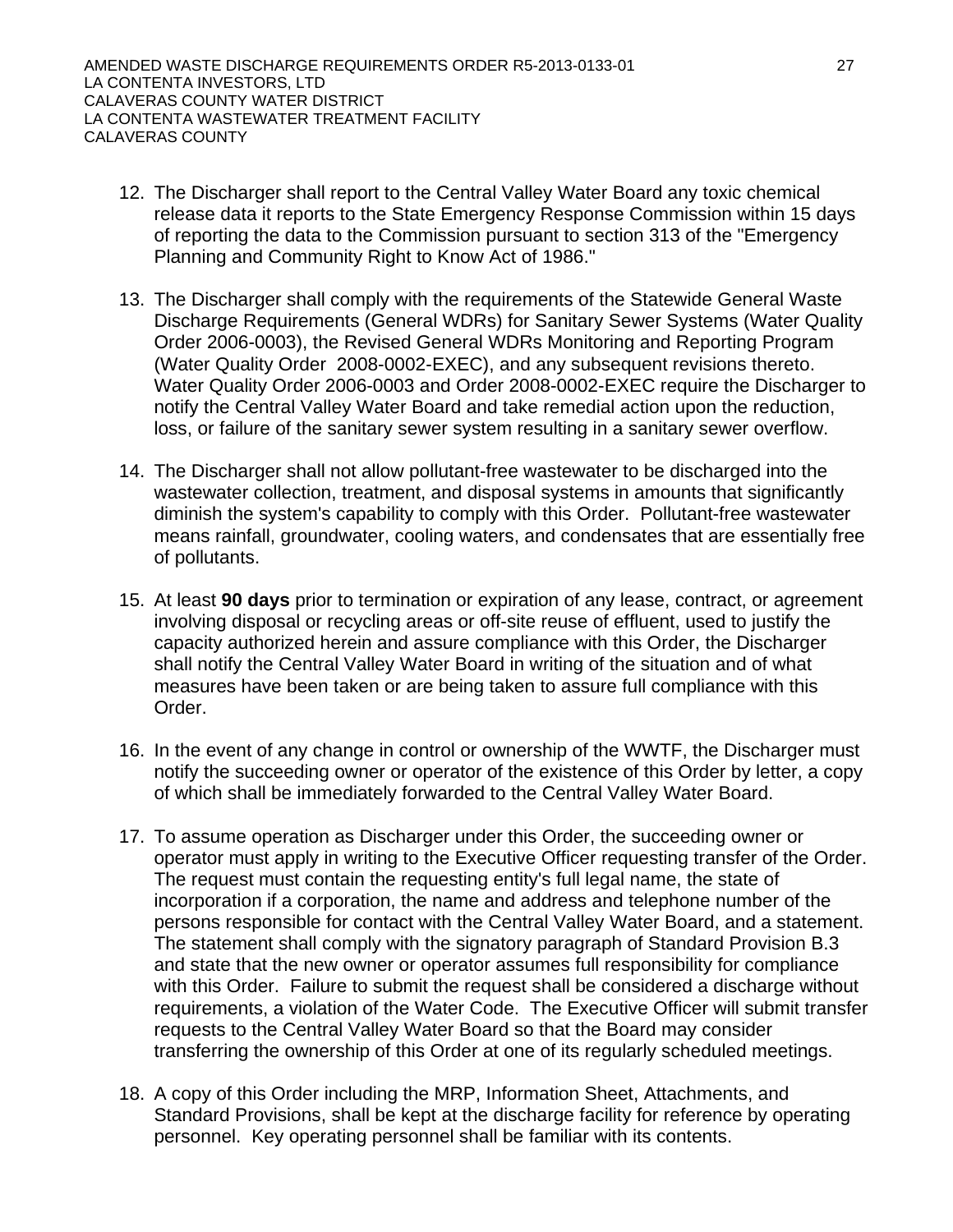12. The Discharger shall report to the Central Valley Water Board any toxic chemical release data it reports to the State Emergency Response Commission within 15 days of reporting the data to the Commission pursuant to section 313 of the "Emergency Planning and Community Right to Know Act of 1986."

13. The Discharger shall comply with the requirements of the Statewide General Waste Discharge Requirements (General WDRs) for Sanitary Sewer Systems (Water Quality Order 2006-0003), the Revised General WDRs Monitoring and Reporting Program (Water Quality Order 2008-0002-EXEC), and any subsequent revisions thereto. Water Quality Order 2006-0003 and Order 2008-0002-EXEC require the Discharger to notify the Central Valley Water Board and take remedial action upon the reduction, loss, or failure of the sanitary sewer system resulting in a sanitary sewer overflow.

14. The Discharger shall not allow pollutant-free wastewater to be discharged into the wastewater collection, treatment, and disposal systems in amounts that significantly diminish the system's capability to comply with this Order. Pollutant-free wastewater means rainfall, groundwater, cooling waters, and condensates that are essentially free of pollutants.

15. At least **90 days** prior to termination or expiration of any lease, contract, or agreement involving disposal or recycling areas or off-site reuse of effluent, used to justify the capacity authorized herein and assure compliance with this Order, the Discharger shall notify the Central Valley Water Board in writing of the situation and of what measures have been taken or are being taken to assure full compliance with this Order.

16. In the event of any change in control or ownership of the WWTF, the Discharger must notify the succeeding owner or operator of the existence of this Order by letter, a copy of which shall be immediately forwarded to the Central Valley Water Board.

17. To assume operation as Discharger under this Order, the succeeding owner or operator must apply in writing to the Executive Officer requesting transfer of the Order. The request must contain the requesting entity's full legal name, the state of incorporation if a corporation, the name and address and telephone number of the persons responsible for contact with the Central Valley Water Board, and a statement. The statement shall comply with the signatory paragraph of Standard Provision B.3 and state that the new owner or operator assumes full responsibility for compliance with this Order. Failure to submit the request shall be considered a discharge without requirements, a violation of the Water Code. The Executive Officer will submit transfer requests to the Central Valley Water Board so that the Board may consider transferring the ownership of this Order at one of its regularly scheduled meetings.

18. A copy of this Order including the MRP, Information Sheet, Attachments, and Standard Provisions, shall be kept at the discharge facility for reference by operating personnel. Key operating personnel shall be familiar with its contents.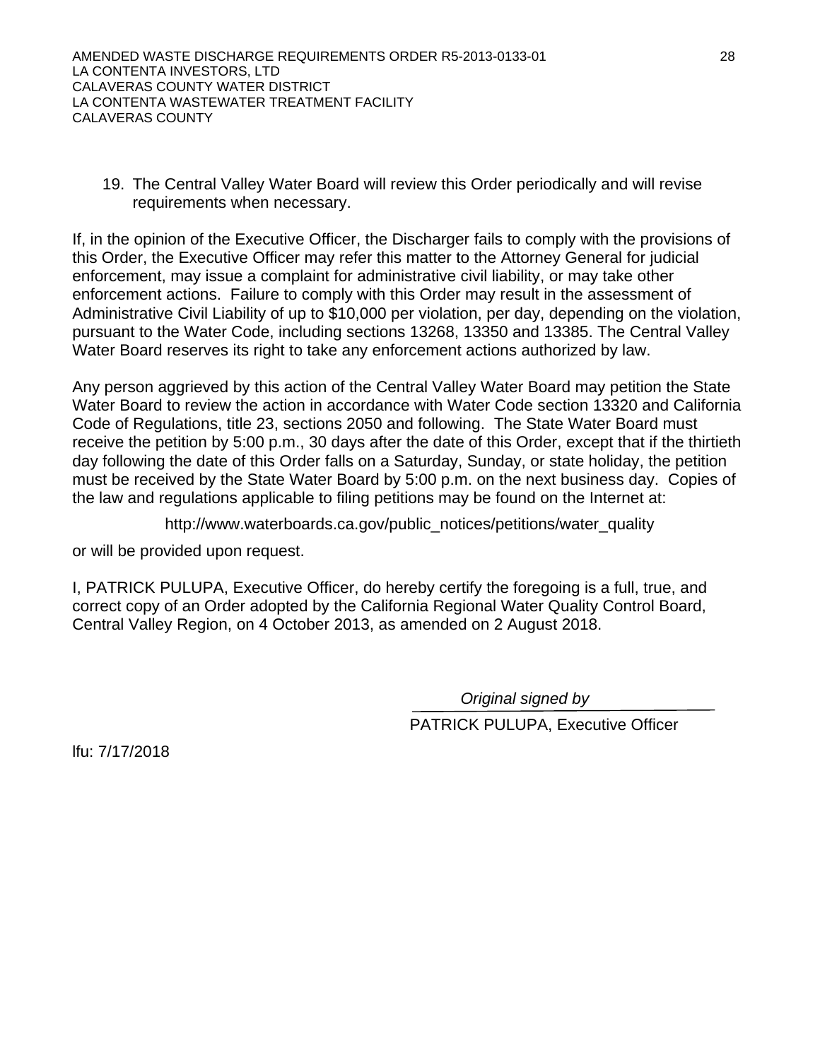19. The Central Valley Water Board will review this Order periodically and will revise requirements when necessary.

If, in the opinion of the Executive Officer, the Discharger fails to comply with the provisions of this Order, the Executive Officer may refer this matter to the Attorney General for judicial enforcement, may issue a complaint for administrative civil liability, or may take other enforcement actions. Failure to comply with this Order may result in the assessment of Administrative Civil Liability of up to $10,000 per violation, per day, depending on the violation, pursuant to the Water Code, including sections 13268, 13350 and 13385. The Central Valley Water Board reserves its right to take any enforcement actions authorized by law.

Any person aggrieved by this action of the Central Valley Water Board may petition the State Water Board to review the action in accordance with Water Code section 13320 and California Code of Regulations, title 23, sections 2050 and following. The State Water Board must receive the petition by 5:00 p.m., 30 days after the date of this Order, except that if the thirtieth day following the date of this Order falls on a Saturday, Sunday, or state holiday, the petition must be received by the State Water Board by 5:00 p.m. on the next business day. Copies of the law and regulations applicable to filing petitions may be found on the Internet at:

http://www.waterboards.ca.gov/public_notices/petitions/water_quality

or will be provided upon request.

I, PATRICK PULUPA, Executive Officer, do hereby certify the foregoing is a full, true, and correct copy of an Order adopted by the California Regional Water Quality Control Board, Central Valley Region, on 4 October 2013, as amended on 2 August 2018.

*Original signed by*

PATRICK PULUPA, Executive Officer

lfu: 7/17/2018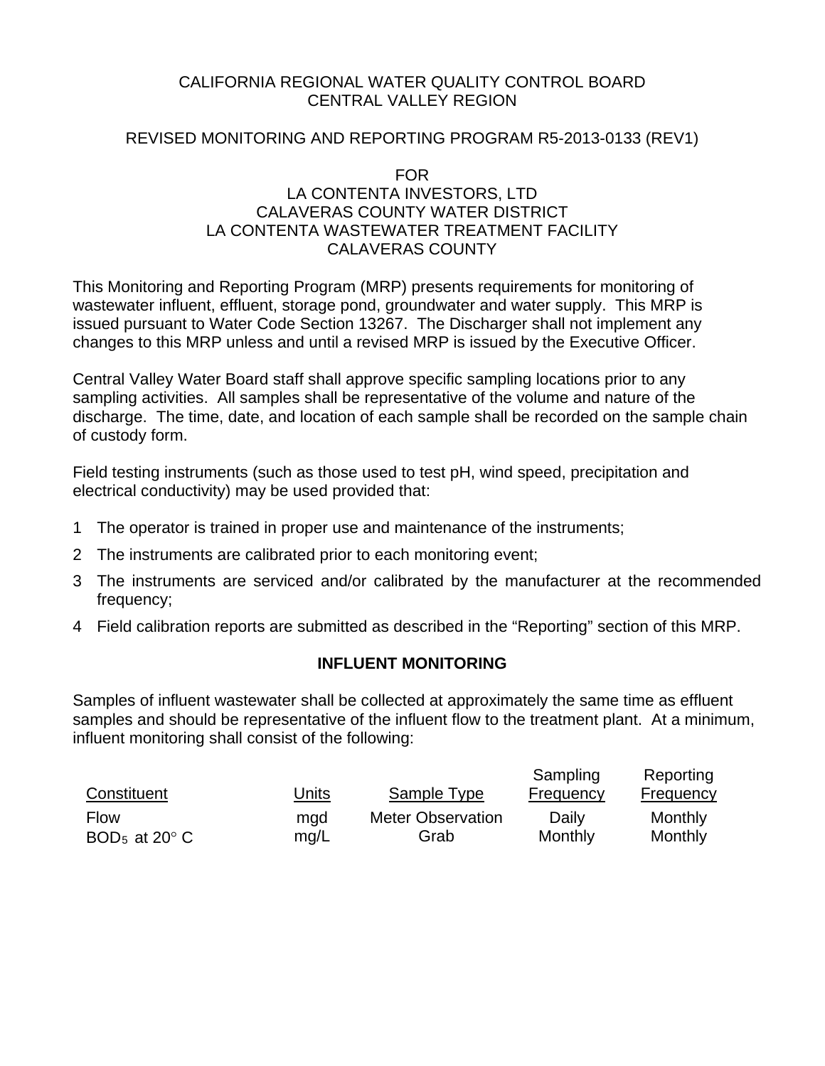CALIFORNIA REGIONAL WATER QUALITY CONTROL BOARD
CENTRAL VALLEY REGION

REVISED MONITORING AND REPORTING PROGRAM R5-2013-0133 (REV1)

FOR
LA CONTENTA INVESTORS, LTD
CALAVERAS COUNTY WATER DISTRICT
LA CONTENTA WASTEWATER TREATMENT FACILITY
CALAVERAS COUNTY

This Monitoring and Reporting Program (MRP) presents requirements for monitoring of wastewater influent, effluent, storage pond, groundwater and water supply. This MRP is issued pursuant to Water Code Section 13267. The Discharger shall not implement any changes to this MRP unless and until a revised MRP is issued by the Executive Officer.

Central Valley Water Board staff shall approve specific sampling locations prior to any sampling activities. All samples shall be representative of the volume and nature of the discharge. The time, date, and location of each sample shall be recorded on the sample chain of custody form.

Field testing instruments (such as those used to test pH, wind speed, precipitation and electrical conductivity) may be used provided that:

1. The operator is trained in proper use and maintenance of the instruments;
2. The instruments are calibrated prior to each monitoring event;
3. The instruments are serviced and/or calibrated by the manufacturer at the recommended frequency;
4. Field calibration reports are submitted as described in the "Reporting" section of this MRP.

## INFLUENT MONITORING

Samples of influent wastewater shall be collected at approximately the same time as effluent samples and should be representative of the influent flow to the treatment plant. At a minimum, influent monitoring shall consist of the following:

| Constituent | Units | Sample Type | Sampling Frequency | Reporting Frequency |
|---|---|---|---|---|
| Flow | mgd | Meter Observation | Daily | Monthly |
| $BOD_5$ at 20° C | mg/L | Grab | Monthly | Monthly |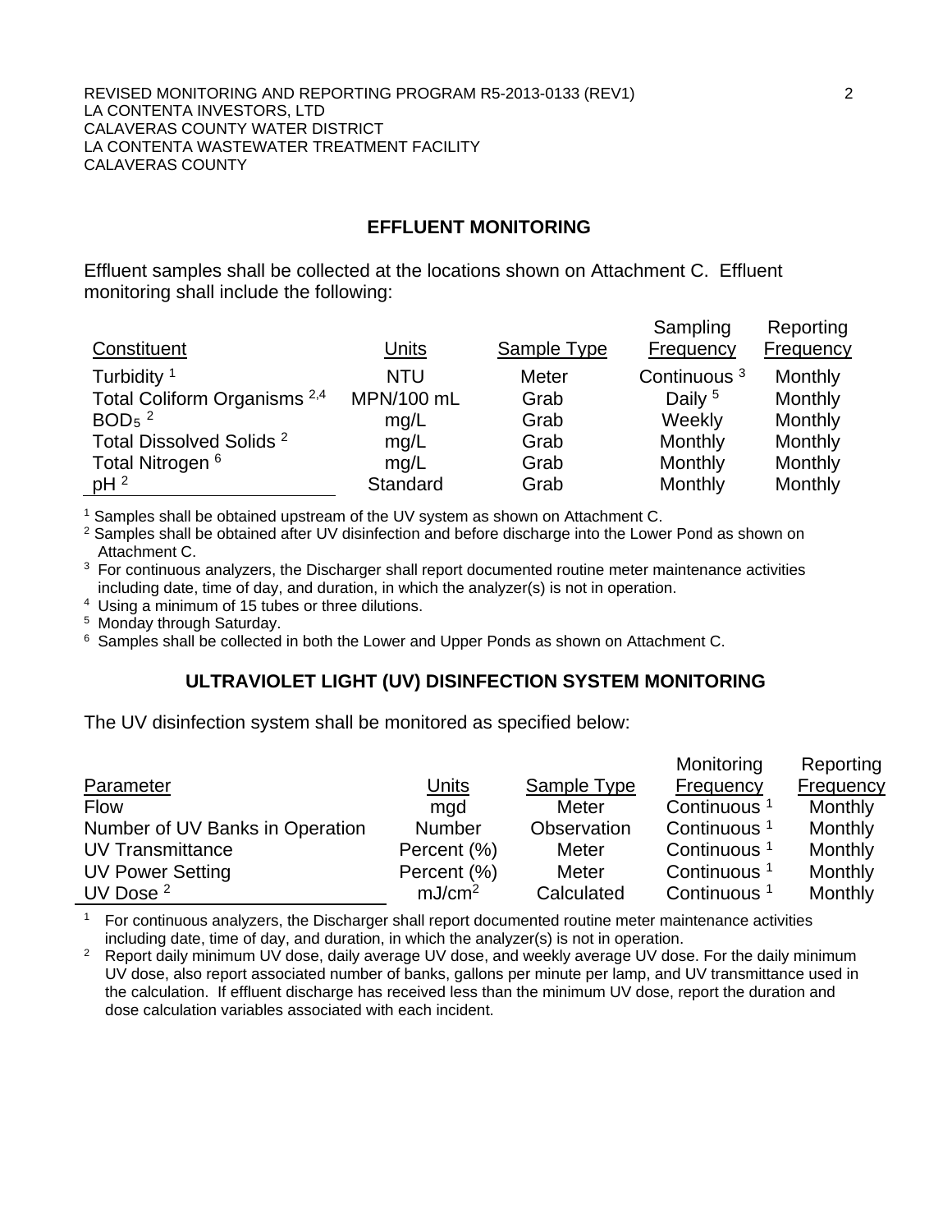## EFFLUENT MONITORING

Effluent samples shall be collected at the locations shown on Attachment C. Effluent monitoring shall include the following:

| Constituent | Units | Sample Type | Sampling Frequency | Reporting Frequency |
|---|---|---|---|---|
| Turbidity [1] | NTU | Meter | Continuous [3] | Monthly |
| Total Coliform Organisms [2,4] | MPN/100 mL | Grab | Daily [5] | Monthly |
| $BOD_5$ [2] | mg/L | Grab | Weekly | Monthly |
| Total Dissolved Solids [2] | mg/L | Grab | Monthly | Monthly |
| Total Nitrogen [6] | mg/L | Grab | Monthly | Monthly |
| pH [2] | Standard | Grab | Monthly | Monthly |

[1] Samples shall be obtained upstream of the UV system as shown on Attachment C.
[2] Samples shall be obtained after UV disinfection and before discharge into the Lower Pond as shown on Attachment C.
[3] For continuous analyzers, the Discharger shall report documented routine meter maintenance activities including date, time of day, and duration, in which the analyzer(s) is not in operation.
[4] Using a minimum of 15 tubes or three dilutions.
[5] Monday through Saturday.
[6] Samples shall be collected in both the Lower and Upper Ponds as shown on Attachment C.

## ULTRAVIOLET LIGHT (UV) DISINFECTION SYSTEM MONITORING

The UV disinfection system shall be monitored as specified below:

| Parameter | Units | Sample Type | Monitoring Frequency | Reporting Frequency |
|---|---|---|---|---|
| Flow | mgd | Meter | Continuous [1] | Monthly |
| Number of UV Banks in Operation | Number | Observation | Continuous [1] | Monthly |
| UV Transmittance | Percent (%) | Meter | Continuous [1] | Monthly |
| UV Power Setting | Percent (%) | Meter | Continuous [1] | Monthly |
| UV Dose [2] | $mJ/cm^2$ | Calculated | Continuous [1] | Monthly |

[1] For continuous analyzers, the Discharger shall report documented routine meter maintenance activities including date, time of day, and duration, in which the analyzer(s) is not in operation.
[2] Report daily minimum UV dose, daily average UV dose, and weekly average UV dose. For the daily minimum UV dose, also report associated number of banks, gallons per minute per lamp, and UV transmittance used in the calculation. If effluent discharge has received less than the minimum UV dose, report the duration and dose calculation variables associated with each incident.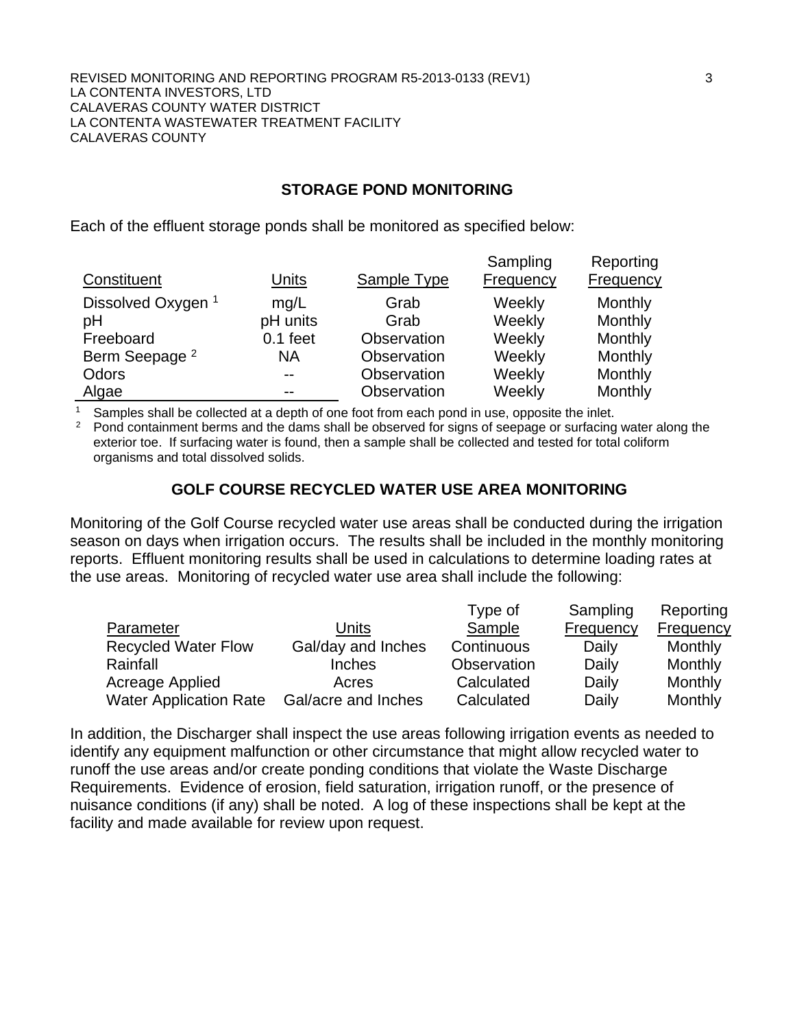## STORAGE POND MONITORING

Each of the effluent storage ponds shall be monitored as specified below:

| Constituent | Units | Sample Type | Sampling Frequency | Reporting Frequency |
|---|---|---|---|---|
| Dissolved Oxygen [1] | mg/L | Grab | Weekly | Monthly |
| pH | pH units | Grab | Weekly | Monthly |
| Freeboard | 0.1 feet | Observation | Weekly | Monthly |
| Berm Seepage [2] | NA | Observation | Weekly | Monthly |
| Odors | -- | Observation | Weekly | Monthly |
| Algae | -- | Observation | Weekly | Monthly |

[1] Samples shall be collected at a depth of one foot from each pond in use, opposite the inlet.

[2] Pond containment berms and the dams shall be observed for signs of seepage or surfacing water along the exterior toe. If surfacing water is found, then a sample shall be collected and tested for total coliform organisms and total dissolved solids.

## GOLF COURSE RECYCLED WATER USE AREA MONITORING

Monitoring of the Golf Course recycled water use areas shall be conducted during the irrigation season on days when irrigation occurs. The results shall be included in the monthly monitoring reports. Effluent monitoring results shall be used in calculations to determine loading rates at the use areas. Monitoring of recycled water use area shall include the following:

| Parameter | Units | Type of Sample | Sampling Frequency | Reporting Frequency |
|---|---|---|---|---|
| Recycled Water Flow | Gal/day and Inches | Continuous | Daily | Monthly |
| Rainfall | Inches | Observation | Daily | Monthly |
| Acreage Applied | Acres | Calculated | Daily | Monthly |
| Water Application Rate | Gal/acre and Inches | Calculated | Daily | Monthly |

In addition, the Discharger shall inspect the use areas following irrigation events as needed to identify any equipment malfunction or other circumstance that might allow recycled water to runoff the use areas and/or create ponding conditions that violate the Waste Discharge Requirements. Evidence of erosion, field saturation, irrigation runoff, or the presence of nuisance conditions (if any) shall be noted. A log of these inspections shall be kept at the facility and made available for review upon request.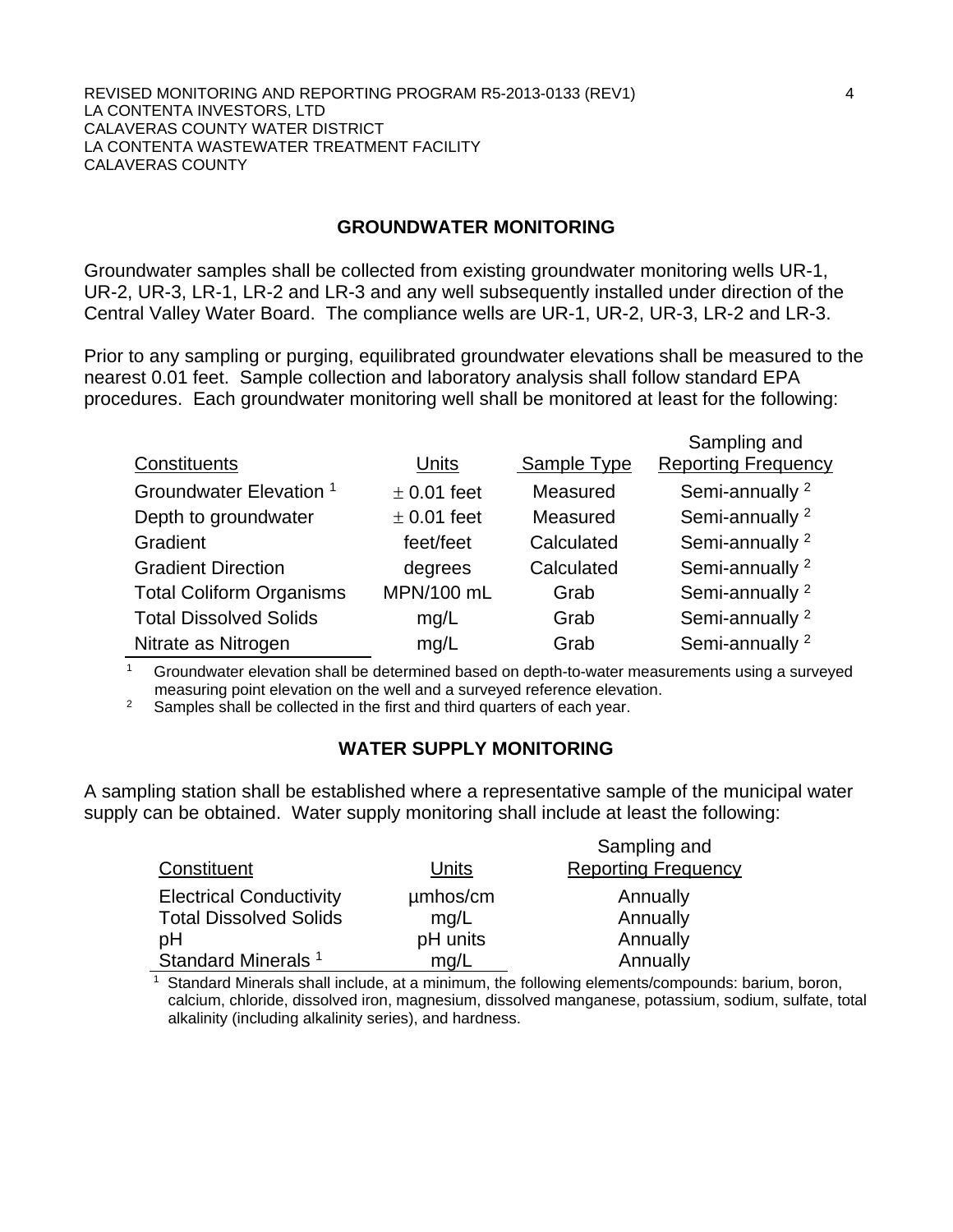## GROUNDWATER MONITORING

Groundwater samples shall be collected from existing groundwater monitoring wells UR-1, UR-2, UR-3, LR-1, LR-2 and LR-3 and any well subsequently installed under direction of the Central Valley Water Board. The compliance wells are UR-1, UR-2, UR-3, LR-2 and LR-3.

Prior to any sampling or purging, equilibrated groundwater elevations shall be measured to the nearest 0.01 feet. Sample collection and laboratory analysis shall follow standard EPA procedures. Each groundwater monitoring well shall be monitored at least for the following:

| Constituents | Units | Sample Type | Sampling and Reporting Frequency |
|---|---|---|---|
| Groundwater Elevation [1] | $\pm$ 0.01 feet | Measured | Semi-annually [2] |
| Depth to groundwater | $\pm$ 0.01 feet | Measured | Semi-annually [2] |
| Gradient | feet/feet | Calculated | Semi-annually [2] |
| Gradient Direction | degrees | Calculated | Semi-annually [2] |
| Total Coliform Organisms | MPN/100 mL | Grab | Semi-annually [2] |
| Total Dissolved Solids | mg/L | Grab | Semi-annually [2] |
| Nitrate as Nitrogen | mg/L | Grab | Semi-annually [2] |

[1] Groundwater elevation shall be determined based on depth-to-water measurements using a surveyed measuring point elevation on the well and a surveyed reference elevation.

[2] Samples shall be collected in the first and third quarters of each year.

## WATER SUPPLY MONITORING

A sampling station shall be established where a representative sample of the municipal water supply can be obtained. Water supply monitoring shall include at least the following:

| Constituent | Units | Sampling and Reporting Frequency |
|---|---|---|
| Electrical Conductivity | µmhos/cm | Annually |
| Total Dissolved Solids | mg/L | Annually |
| pH | pH units | Annually |
| Standard Minerals [1] | mg/L | Annually |

[1] Standard Minerals shall include, at a minimum, the following elements/compounds: barium, boron, calcium, chloride, dissolved iron, magnesium, dissolved manganese, potassium, sodium, sulfate, total alkalinity (including alkalinity series), and hardness.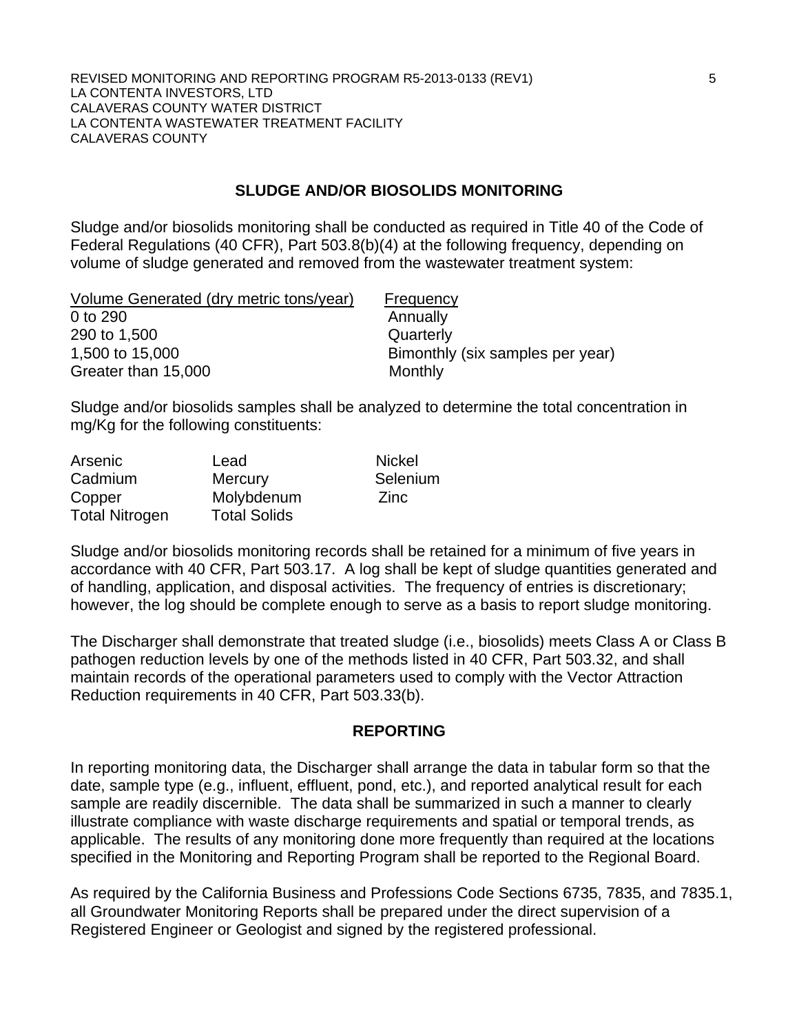## SLUDGE AND/OR BIOSOLIDS MONITORING

Sludge and/or biosolids monitoring shall be conducted as required in Title 40 of the Code of Federal Regulations (40 CFR), Part 503.8(b)(4) at the following frequency, depending on volume of sludge generated and removed from the wastewater treatment system:

| Volume Generated (dry metric tons/year) | Frequency |
|---|---|
| 0 to 290 | Annually |
| 290 to 1,500 | Quarterly |
| 1,500 to 15,000 | Bimonthly (six samples per year) |
| Greater than 15,000 | Monthly |

Sludge and/or biosolids samples shall be analyzed to determine the total concentration in mg/Kg for the following constituents:

| | | |
|---|---|---|
| Arsenic | Lead | Nickel |
| Cadmium | Mercury | Selenium |
| Copper | Molybdenum | Zinc |
| Total Nitrogen | Total Solids | |

Sludge and/or biosolids monitoring records shall be retained for a minimum of five years in accordance with 40 CFR, Part 503.17. A log shall be kept of sludge quantities generated and of handling, application, and disposal activities. The frequency of entries is discretionary; however, the log should be complete enough to serve as a basis to report sludge monitoring.

The Discharger shall demonstrate that treated sludge (i.e., biosolids) meets Class A or Class B pathogen reduction levels by one of the methods listed in 40 CFR, Part 503.32, and shall maintain records of the operational parameters used to comply with the Vector Attraction Reduction requirements in 40 CFR, Part 503.33(b).

## REPORTING

In reporting monitoring data, the Discharger shall arrange the data in tabular form so that the date, sample type (e.g., influent, effluent, pond, etc.), and reported analytical result for each sample are readily discernible. The data shall be summarized in such a manner to clearly illustrate compliance with waste discharge requirements and spatial or temporal trends, as applicable. The results of any monitoring done more frequently than required at the locations specified in the Monitoring and Reporting Program shall be reported to the Regional Board.

As required by the California Business and Professions Code Sections 6735, 7835, and 7835.1, all Groundwater Monitoring Reports shall be prepared under the direct supervision of a Registered Engineer or Geologist and signed by the registered professional.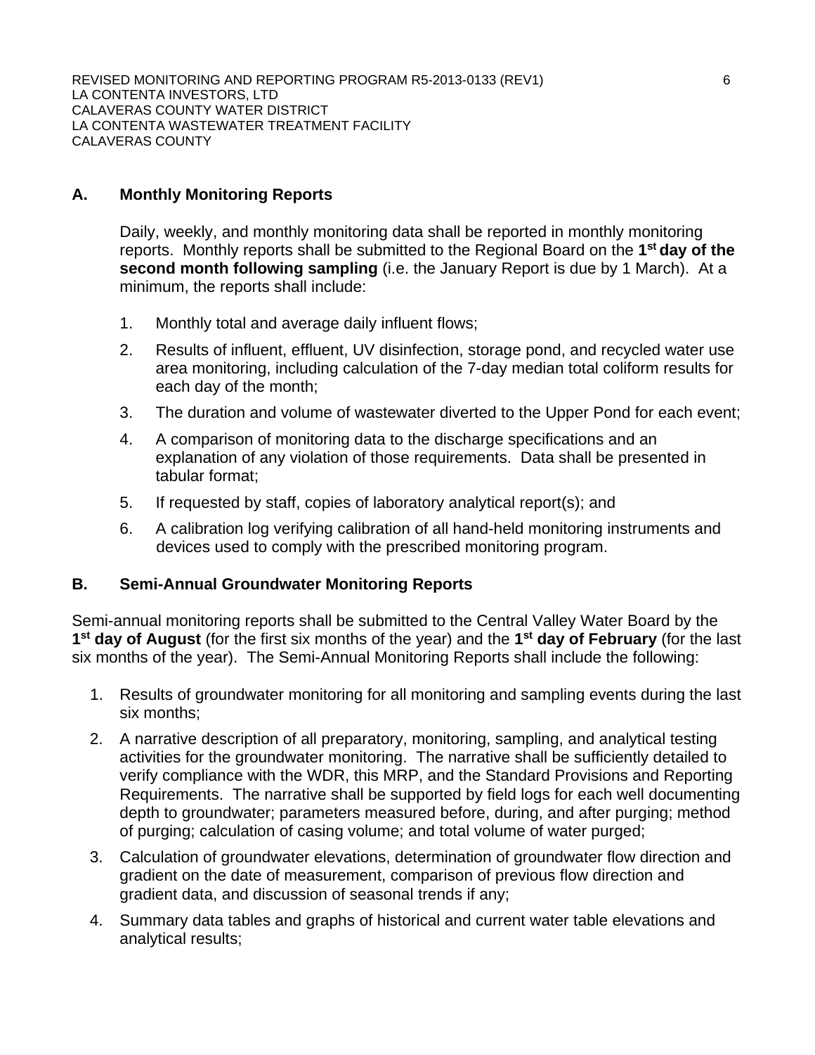## A. Monthly Monitoring Reports

Daily, weekly, and monthly monitoring data shall be reported in monthly monitoring reports. Monthly reports shall be submitted to the Regional Board on the **1st day of the second month following sampling** (i.e. the January Report is due by 1 March). At a minimum, the reports shall include:

1. Monthly total and average daily influent flows;
2. Results of influent, effluent, UV disinfection, storage pond, and recycled water use area monitoring, including calculation of the 7-day median total coliform results for each day of the month;
3. The duration and volume of wastewater diverted to the Upper Pond for each event;
4. A comparison of monitoring data to the discharge specifications and an explanation of any violation of those requirements. Data shall be presented in tabular format;
5. If requested by staff, copies of laboratory analytical report(s); and
6. A calibration log verifying calibration of all hand-held monitoring instruments and devices used to comply with the prescribed monitoring program.

## B. Semi-Annual Groundwater Monitoring Reports

Semi-annual monitoring reports shall be submitted to the Central Valley Water Board by the **1st day of August** (for the first six months of the year) and the **1st day of February** (for the last six months of the year). The Semi-Annual Monitoring Reports shall include the following:

1. Results of groundwater monitoring for all monitoring and sampling events during the last six months;
2. A narrative description of all preparatory, monitoring, sampling, and analytical testing activities for the groundwater monitoring. The narrative shall be sufficiently detailed to verify compliance with the WDR, this MRP, and the Standard Provisions and Reporting Requirements. The narrative shall be supported by field logs for each well documenting depth to groundwater; parameters measured before, during, and after purging; method of purging; calculation of casing volume; and total volume of water purged;
3. Calculation of groundwater elevations, determination of groundwater flow direction and gradient on the date of measurement, comparison of previous flow direction and gradient data, and discussion of seasonal trends if any;
4. Summary data tables and graphs of historical and current water table elevations and analytical results;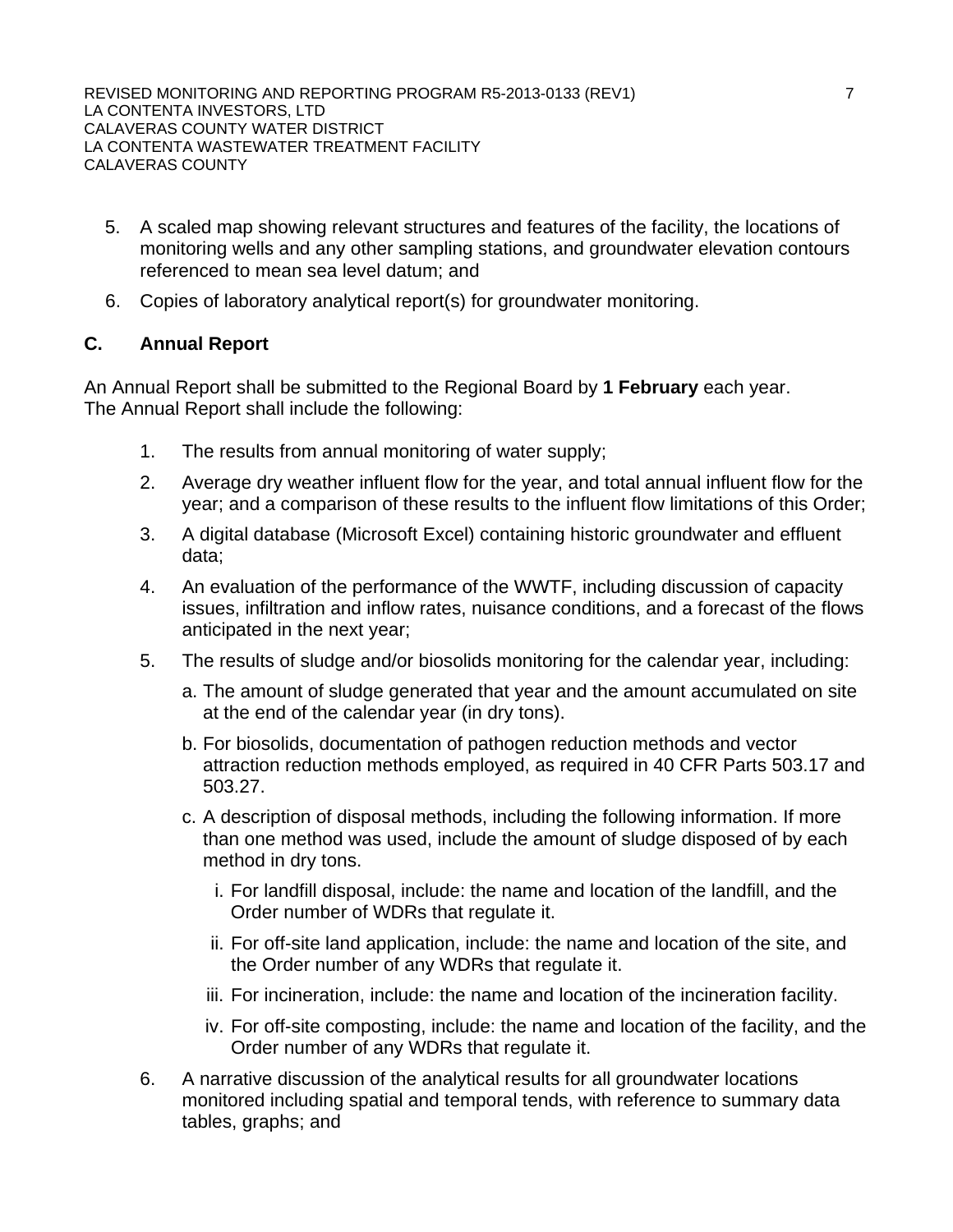5. A scaled map showing relevant structures and features of the facility, the locations of monitoring wells and any other sampling stations, and groundwater elevation contours referenced to mean sea level datum; and
6. Copies of laboratory analytical report(s) for groundwater monitoring.

## C. Annual Report

An Annual Report shall be submitted to the Regional Board by **1 February** each year. The Annual Report shall include the following:

1. The results from annual monitoring of water supply;
2. Average dry weather influent flow for the year, and total annual influent flow for the year; and a comparison of these results to the influent flow limitations of this Order;
3. A digital database (Microsoft Excel) containing historic groundwater and effluent data;
4. An evaluation of the performance of the WWTF, including discussion of capacity issues, infiltration and inflow rates, nuisance conditions, and a forecast of the flows anticipated in the next year;
5. The results of sludge and/or biosolids monitoring for the calendar year, including:
   a. The amount of sludge generated that year and the amount accumulated on site at the end of the calendar year (in dry tons).
   b. For biosolids, documentation of pathogen reduction methods and vector attraction reduction methods employed, as required in 40 CFR Parts 503.17 and 503.27.
   c. A description of disposal methods, including the following information. If more than one method was used, include the amount of sludge disposed of by each method in dry tons.
      i. For landfill disposal, include: the name and location of the landfill, and the Order number of WDRs that regulate it.
      ii. For off-site land application, include: the name and location of the site, and the Order number of any WDRs that regulate it.
      iii. For incineration, include: the name and location of the incineration facility.
      iv. For off-site composting, include: the name and location of the facility, and the Order number of any WDRs that regulate it.
6. A narrative discussion of the analytical results for all groundwater locations monitored including spatial and temporal tends, with reference to summary data tables, graphs; and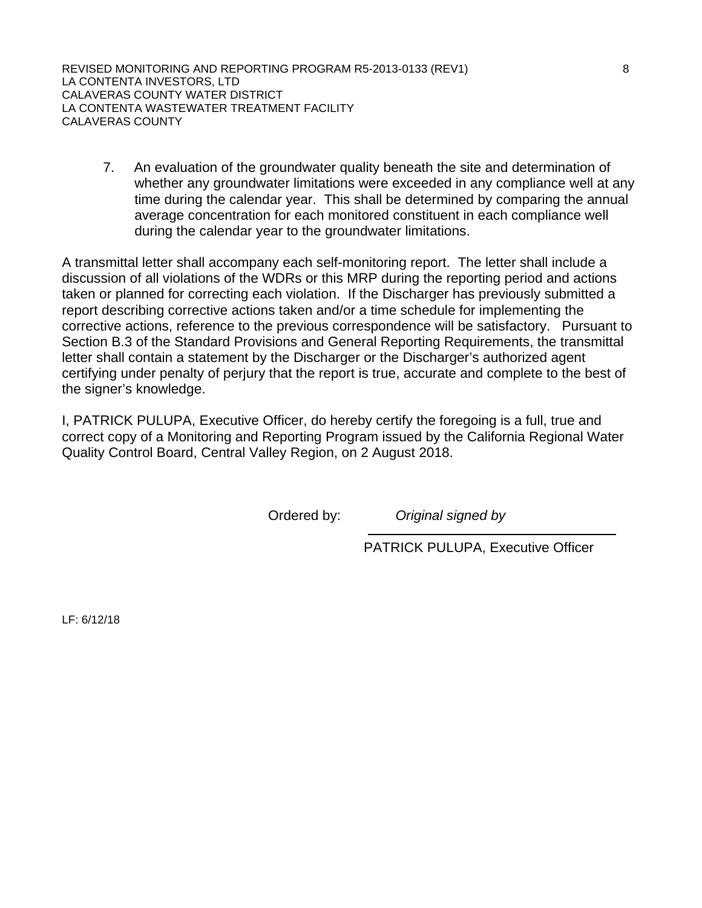7. An evaluation of the groundwater quality beneath the site and determination of whether any groundwater limitations were exceeded in any compliance well at any time during the calendar year. This shall be determined by comparing the annual average concentration for each monitored constituent in each compliance well during the calendar year to the groundwater limitations.

A transmittal letter shall accompany each self-monitoring report. The letter shall include a discussion of all violations of the WDRs or this MRP during the reporting period and actions taken or planned for correcting each violation. If the Discharger has previously submitted a report describing corrective actions taken and/or a time schedule for implementing the corrective actions, reference to the previous correspondence will be satisfactory. Pursuant to Section B.3 of the Standard Provisions and General Reporting Requirements, the transmittal letter shall contain a statement by the Discharger or the Discharger's authorized agent certifying under penalty of perjury that the report is true, accurate and complete to the best of the signer's knowledge.

I, PATRICK PULUPA, Executive Officer, do hereby certify the foregoing is a full, true and correct copy of a Monitoring and Reporting Program issued by the California Regional Water Quality Control Board, Central Valley Region, on 2 August 2018.

Ordered by: *Original signed by*

PATRICK PULUPA, Executive Officer

LF: 6/12/18